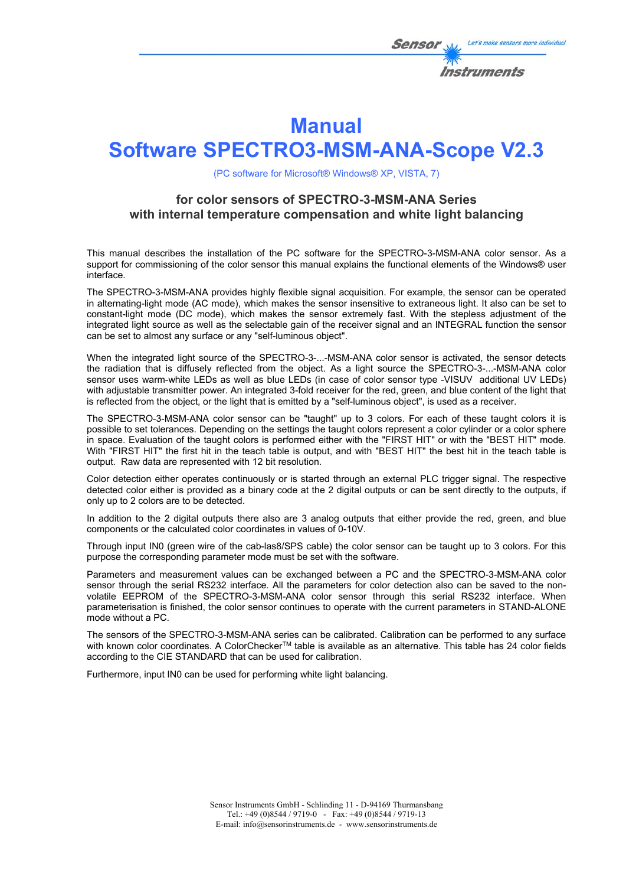# Manual
# Software SPECTRO3-MSM-ANA-Scope V2.3

(PC software for Microsoft® Windows® XP, VISTA, 7)

### for color sensors of SPECTRO-3-MSM-ANA Series with internal temperature compensation and white light balancing

This manual describes the installation of the PC software for the SPECTRO-3-MSM-ANA color sensor. As a support for commissioning of the color sensor this manual explains the functional elements of the Windows® user interface.

The SPECTRO-3-MSM-ANA provides highly flexible signal acquisition. For example, the sensor can be operated in alternating-light mode (AC mode), which makes the sensor insensitive to extraneous light. It also can be set to constant-light mode (DC mode), which makes the sensor extremely fast. With the stepless adjustment of the integrated light source as well as the selectable gain of the receiver signal and an INTEGRAL function the sensor can be set to almost any surface or any "self-luminous object".

When the integrated light source of the SPECTRO-3-...-MSM-ANA color sensor is activated, the sensor detects the radiation that is diffusely reflected from the object. As a light source the SPECTRO-3-...-MSM-ANA color sensor uses warm-white LEDs as well as blue LEDs (in case of color sensor type -VISUV additional UV LEDs) with adjustable transmitter power. An integrated 3-fold receiver for the red, green, and blue content of the light that is reflected from the object, or the light that is emitted by a "self-luminous object", is used as a receiver.

The SPECTRO-3-MSM-ANA color sensor can be "taught" up to 3 colors. For each of these taught colors it is possible to set tolerances. Depending on the settings the taught colors represent a color cylinder or a color sphere in space. Evaluation of the taught colors is performed either with the "FIRST HIT" or with the "BEST HIT" mode. With "FIRST HIT" the first hit in the teach table is output, and with "BEST HIT" the best hit in the teach table is output. Raw data are represented with 12 bit resolution.

Color detection either operates continuously or is started through an external PLC trigger signal. The respective detected color either is provided as a binary code at the 2 digital outputs or can be sent directly to the outputs, if only up to 2 colors are to be detected.

In addition to the 2 digital outputs there also are 3 analog outputs that either provide the red, green, and blue components or the calculated color coordinates in values of 0-10V.

Through input IN0 (green wire of the cab-las8/SPS cable) the color sensor can be taught up to 3 colors. For this purpose the corresponding parameter mode must be set with the software.

Parameters and measurement values can be exchanged between a PC and the SPECTRO-3-MSM-ANA color sensor through the serial RS232 interface. All the parameters for color detection also can be saved to the non-volatile EEPROM of the SPECTRO-3-MSM-ANA color sensor through this serial RS232 interface. When parameterisation is finished, the color sensor continues to operate with the current parameters in STAND-ALONE mode without a PC.

The sensors of the SPECTRO-3-MSM-ANA series can be calibrated. Calibration can be performed to any surface with known color coordinates. A ColorChecker[TM] table is available as an alternative. This table has 24 color fields according to the CIE STANDARD that can be used for calibration.

Furthermore, input IN0 can be used for performing white light balancing.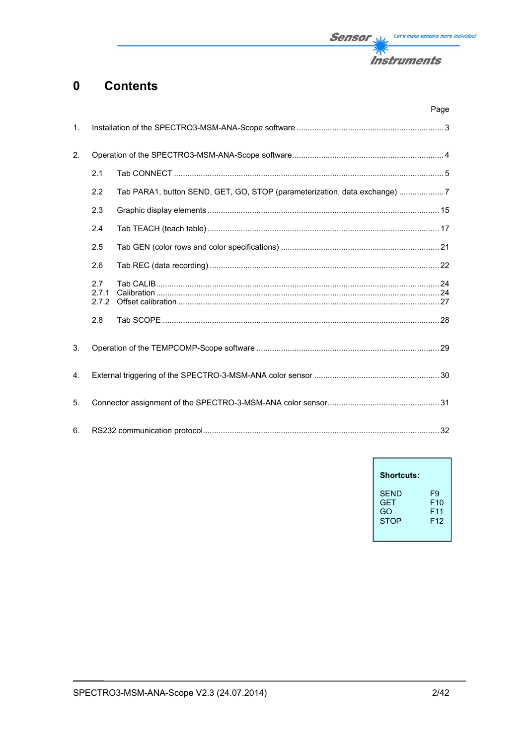# 0 Contents

| | | Page |
|---|---|---|
| 1. | Installation of the SPECTRO3-MSM-ANA-Scope software | 3 |
| 2. | Operation of the SPECTRO3-MSM-ANA-Scope software | 4 |
| 2.1 | Tab CONNECT | 5 |
| 2.2 | Tab PARA1, button SEND, GET, GO, STOP (parameterization, data exchange) | 7 |
| 2.3 | Graphic display elements | 15 |
| 2.4 | Tab TEACH (teach table) | 17 |
| 2.5 | Tab GEN (color rows and color specifications) | 21 |
| 2.6 | Tab REC (data recording) | 22 |
| 2.7 | Tab CALIB | 24 |
| 2.7.1 | Calibration | 24 |
| 2.7.2 | Offset calibration | 27 |
| 2.8 | Tab SCOPE | 28 |
| 3. | Operation of the TEMPCOMP-Scope software | 29 |
| 4. | External triggering of the SPECTRO-3-MSM-ANA color sensor | 30 |
| 5. | Connector assignment of the SPECTRO-3-MSM-ANA color sensor | 31 |
| 6. | RS232 communication protocol | 32 |

**Shortcuts:**

| | |
|---|---|
| SEND | F9 |
| GET | F10 |
| GO | F11 |
| STOP | F12 |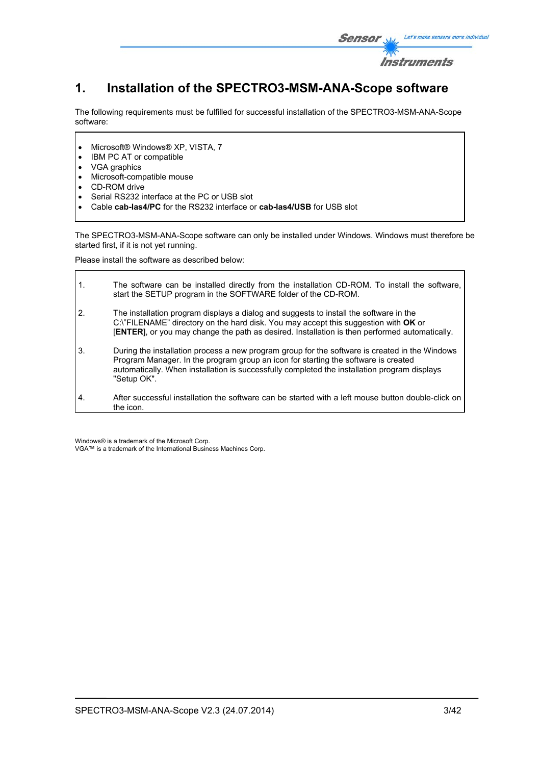# 1. Installation of the SPECTRO3-MSM-ANA-Scope software

The following requirements must be fulfilled for successful installation of the SPECTRO3-MSM-ANA-Scope software:

- Microsoft® Windows® XP, VISTA, 7
- IBM PC AT or compatible
- VGA graphics
- Microsoft-compatible mouse
- CD-ROM drive
- Serial RS232 interface at the PC or USB slot
- Cable **cab-las4/PC** for the RS232 interface or **cab-las4/USB** for USB slot

The SPECTRO3-MSM-ANA-Scope software can only be installed under Windows. Windows must therefore be started first, if it is not yet running.

Please install the software as described below:

1. The software can be installed directly from the installation CD-ROM. To install the software, start the SETUP program in the SOFTWARE folder of the CD-ROM.
2. The installation program displays a dialog and suggests to install the software in the C:\"FILENAME" directory on the hard disk. You may accept this suggestion with **OK** or [**ENTER**], or you may change the path as desired. Installation is then performed automatically.
3. During the installation process a new program group for the software is created in the Windows Program Manager. In the program group an icon for starting the software is created automatically. When installation is successfully completed the installation program displays "Setup OK".
4. After successful installation the software can be started with a left mouse button double-click on the icon.

Windows® is a trademark of the Microsoft Corp.
VGA™ is a trademark of the International Business Machines Corp.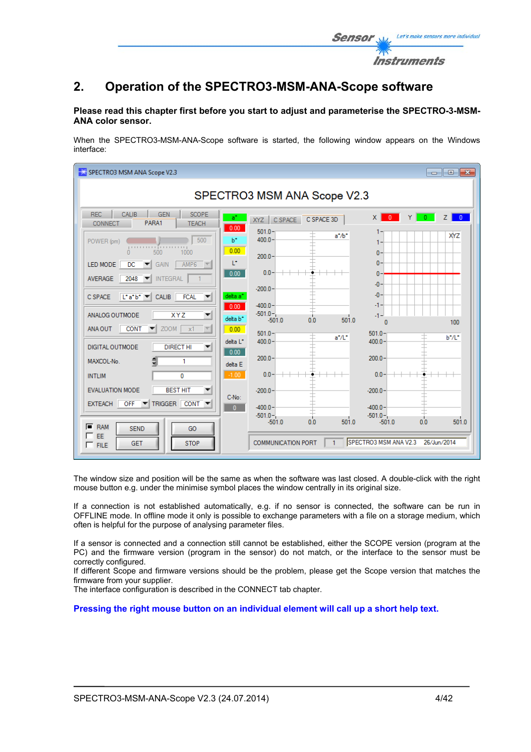# 2. Operation of the SPECTRO3-MSM-ANA-Scope software

**Please read this chapter first before you start to adjust and parameterise the SPECTRO-3-MSM-ANA color sensor.**

When the SPECTRO3-MSM-ANA-Scope software is started, the following window appears on the Windows interface:

The window size and position will be the same as when the software was last closed. A double-click with the right mouse button e.g. under the minimise symbol places the window centrally in its original size.

If a connection is not established automatically, e.g. if no sensor is connected, the software can be run in OFFLINE mode. In offline mode it only is possible to exchange parameters with a file on a storage medium, which often is helpful for the purpose of analysing parameter files.

If a sensor is connected and a connection still cannot be established, either the SCOPE version (program at the PC) and the firmware version (program in the sensor) do not match, or the interface to the sensor must be correctly configured.
If different Scope and firmware versions should be the problem, please get the Scope version that matches the firmware from your supplier.
The interface configuration is described in the CONNECT tab chapter.

**Pressing the right mouse button on an individual element will call up a short help text.**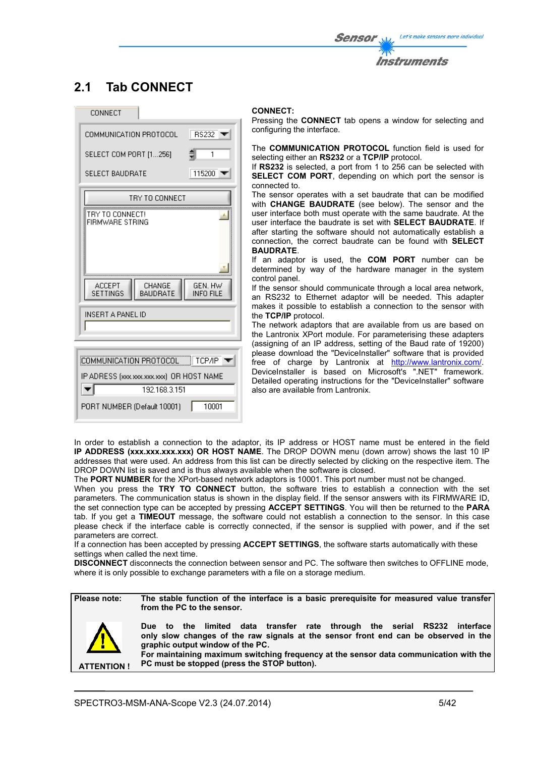## 2.1 Tab CONNECT

**CONNECT:**
Pressing the **CONNECT** tab opens a window for selecting and configuring the interface.

The **COMMUNICATION PROTOCOL** function field is used for selecting either an **RS232** or a **TCP/IP** protocol.
If **RS232** is selected, a port from 1 to 256 can be selected with **SELECT COM PORT**, depending on which port the sensor is connected to.
The sensor operates with a set baudrate that can be modified with **CHANGE BAUDRATE** (see below). The sensor and the user interface both must operate with the same baudrate. At the user interface the baudrate is set with **SELECT BAUDRATE**. If after starting the software should not automatically establish a connection, the correct baudrate can be found with **SELECT BAUDRATE**.
If an adaptor is used, the **COM PORT** number can be determined by way of the hardware manager in the system control panel.
If the sensor should communicate through a local area network, an RS232 to Ethernet adaptor will be needed. This adapter makes it possible to establish a connection to the sensor with the **TCP/IP** protocol.
The network adaptors that are available from us are based on the Lantronix XPort module. For parameterising these adapters (assigning of an IP address, setting of the Baud rate of 19200) please download the "DeviceInstaller" software that is provided free of charge by Lantronix at http://www.lantronix.com/. DeviceInstaller is based on Microsoft's ".NET" framework. Detailed operating instructions for the "DeviceInstaller" software also are available from Lantronix.

In order to establish a connection to the adaptor, its IP address or HOST name must be entered in the field **IP ADDRESS (xxx.xxx.xxx.xxx) OR HOST NAME**. The DROP DOWN menu (down arrow) shows the last 10 IP addresses that were used. An address from this list can be directly selected by clicking on the respective item. The DROP DOWN list is saved and is thus always available when the software is closed.
The **PORT NUMBER** for the XPort-based network adaptors is 10001. This port number must not be changed.
When you press the **TRY TO CONNECT** button, the software tries to establish a connection with the set parameters. The communication status is shown in the display field. If the sensor answers with its FIRMWARE ID, the set connection type can be accepted by pressing **ACCEPT SETTINGS**. You will then be returned to the **PARA** tab. If you get a **TIMEOUT** message, the software could not establish a connection to the sensor. In this case please check if the interface cable is correctly connected, if the sensor is supplied with power, and if the set parameters are correct.
If a connection has been accepted by pressing **ACCEPT SETTINGS**, the software starts automatically with these settings when called the next time.
**DISCONNECT** disconnects the connection between sensor and PC. The software then switches to OFFLINE mode, where it is only possible to exchange parameters with a file on a storage medium.

| Please note: | **The stable function of the interface is a basic prerequisite for measured value transfer from the PC to the sensor.** |
|---|---|
| ATTENTION ! | **Due to the limited data transfer rate through the serial RS232 interface only slow changes of the raw signals at the sensor front end can be observed in the graphic output window of the PC.** **For maintaining maximum switching frequency at the sensor data communication with the PC must be stopped (press the STOP button).** |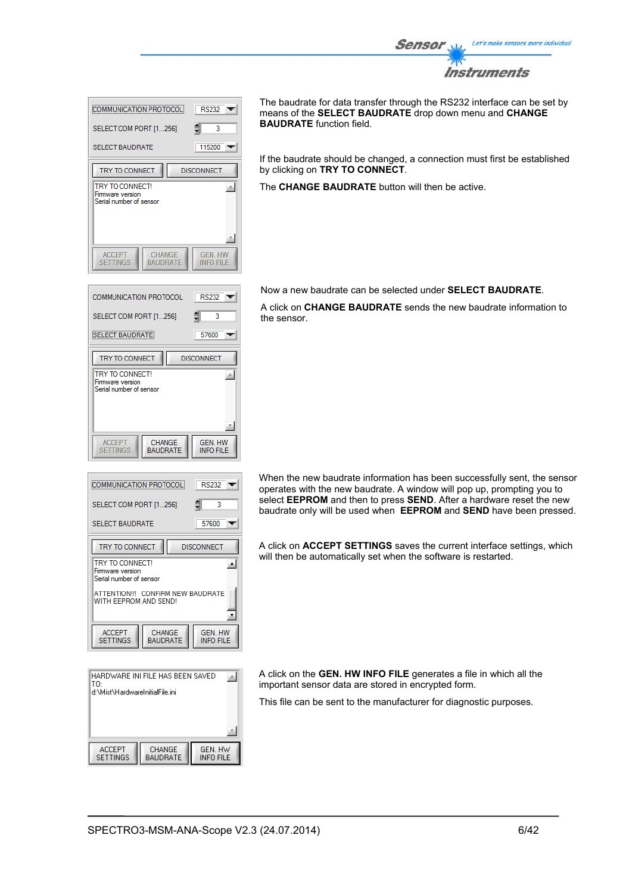The baudrate for data transfer through the RS232 interface can be set by means of the **SELECT BAUDRATE** drop down menu and **CHANGE BAUDRATE** function field.

If the baudrate should be changed, a connection must first be established by clicking on **TRY TO CONNECT**.

The **CHANGE BAUDRATE** button will then be active.

Now a new baudrate can be selected under **SELECT BAUDRATE**.

A click on **CHANGE BAUDRATE** sends the new baudrate information to the sensor.

When the new baudrate information has been successfully sent, the sensor operates with the new baudrate. A window will pop up, prompting you to select **EEPROM** and then to press **SEND**. After a hardware reset the new baudrate only will be used when **EEPROM** and **SEND** have been pressed.

A click on **ACCEPT SETTINGS** saves the current interface settings, which will then be automatically set when the software is restarted.

A click on the **GEN. HW INFO FILE** generates a file in which all the important sensor data are stored in encrypted form.

This file can be sent to the manufacturer for diagnostic purposes.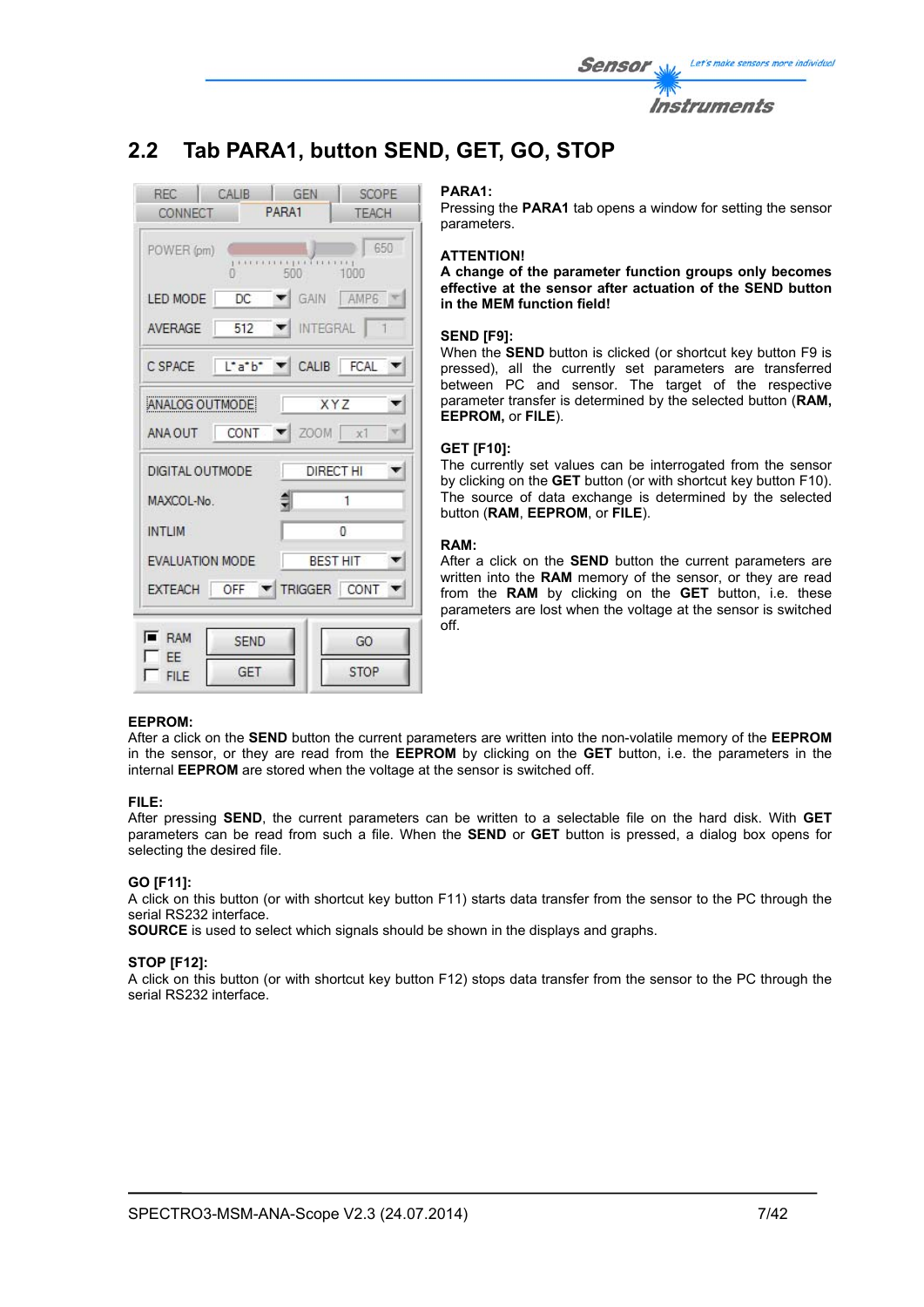## 2.2 Tab PARA1, button SEND, GET, GO, STOP

**PARA1:**
Pressing the **PARA1** tab opens a window for setting the sensor parameters.

**ATTENTION!**
**A change of the parameter function groups only becomes effective at the sensor after actuation of the SEND button in the MEM function field!**

**SEND [F9]:**
When the **SEND** button is clicked (or shortcut key button F9 is pressed), all the currently set parameters are transferred between PC and sensor. The target of the respective parameter transfer is determined by the selected button (**RAM, EEPROM,** or **FILE**).

**GET [F10]:**
The currently set values can be interrogated from the sensor by clicking on the **GET** button (or with shortcut key button F10). The source of data exchange is determined by the selected button (**RAM**, **EEPROM**, or **FILE**).

**RAM:**
After a click on the **SEND** button the current parameters are written into the **RAM** memory of the sensor, or they are read from the **RAM** by clicking on the **GET** button, i.e. these parameters are lost when the voltage at the sensor is switched off.

**EEPROM:**
After a click on the **SEND** button the current parameters are written into the non-volatile memory of the **EEPROM** in the sensor, or they are read from the **EEPROM** by clicking on the **GET** button, i.e. the parameters in the internal **EEPROM** are stored when the voltage at the sensor is switched off.

**FILE:**
After pressing **SEND**, the current parameters can be written to a selectable file on the hard disk. With **GET** parameters can be read from such a file. When the **SEND** or **GET** button is pressed, a dialog box opens for selecting the desired file.

**GO [F11]:**
A click on this button (or with shortcut key button F11) starts data transfer from the sensor to the PC through the serial RS232 interface.
**SOURCE** is used to select which signals should be shown in the displays and graphs.

**STOP [F12]:**
A click on this button (or with shortcut key button F12) stops data transfer from the sensor to the PC through the serial RS232 interface.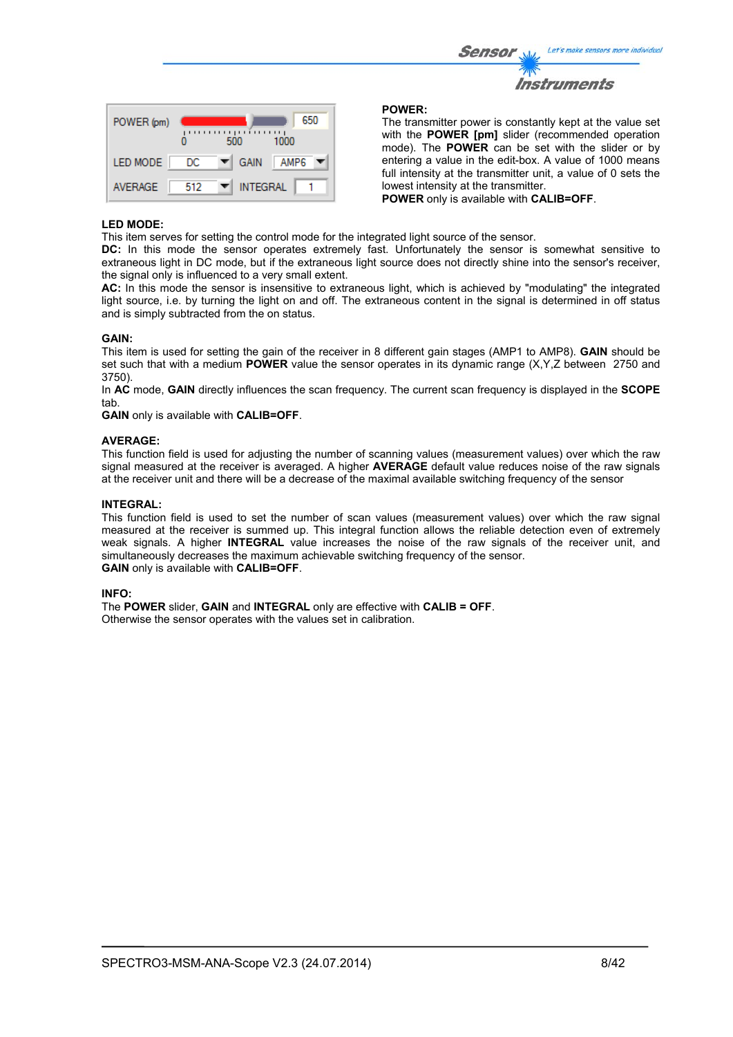**POWER:**
The transmitter power is constantly kept at the value set with the **POWER [pm]** slider (recommended operation mode). The **POWER** can be set with the slider or by entering a value in the edit-box. A value of 1000 means full intensity at the transmitter unit, a value of 0 sets the lowest intensity at the transmitter.
**POWER** only is available with **CALIB=OFF**.

**LED MODE:**
This item serves for setting the control mode for the integrated light source of the sensor.
**DC:** In this mode the sensor operates extremely fast. Unfortunately the sensor is somewhat sensitive to extraneous light in DC mode, but if the extraneous light source does not directly shine into the sensor's receiver, the signal only is influenced to a very small extent.
**AC:** In this mode the sensor is insensitive to extraneous light, which is achieved by "modulating" the integrated light source, i.e. by turning the light on and off. The extraneous content in the signal is determined in off status and is simply subtracted from the on status.

**GAIN:**
This item is used for setting the gain of the receiver in 8 different gain stages (AMP1 to AMP8). **GAIN** should be set such that with a medium **POWER** value the sensor operates in its dynamic range (X,Y,Z between 2750 and 3750).
In **AC** mode, **GAIN** directly influences the scan frequency. The current scan frequency is displayed in the **SCOPE** tab.
**GAIN** only is available with **CALIB=OFF**.

**AVERAGE:**
This function field is used for adjusting the number of scanning values (measurement values) over which the raw signal measured at the receiver is averaged. A higher **AVERAGE** default value reduces noise of the raw signals at the receiver unit and there will be a decrease of the maximal available switching frequency of the sensor

**INTEGRAL:**
This function field is used to set the number of scan values (measurement values) over which the raw signal measured at the receiver is summed up. This integral function allows the reliable detection even of extremely weak signals. A higher **INTEGRAL** value increases the noise of the raw signals of the receiver unit, and simultaneously decreases the maximum achievable switching frequency of the sensor.
**GAIN** only is available with **CALIB=OFF**.

**INFO:**
The **POWER** slider, **GAIN** and **INTEGRAL** only are effective with **CALIB = OFF**.
Otherwise the sensor operates with the values set in calibration.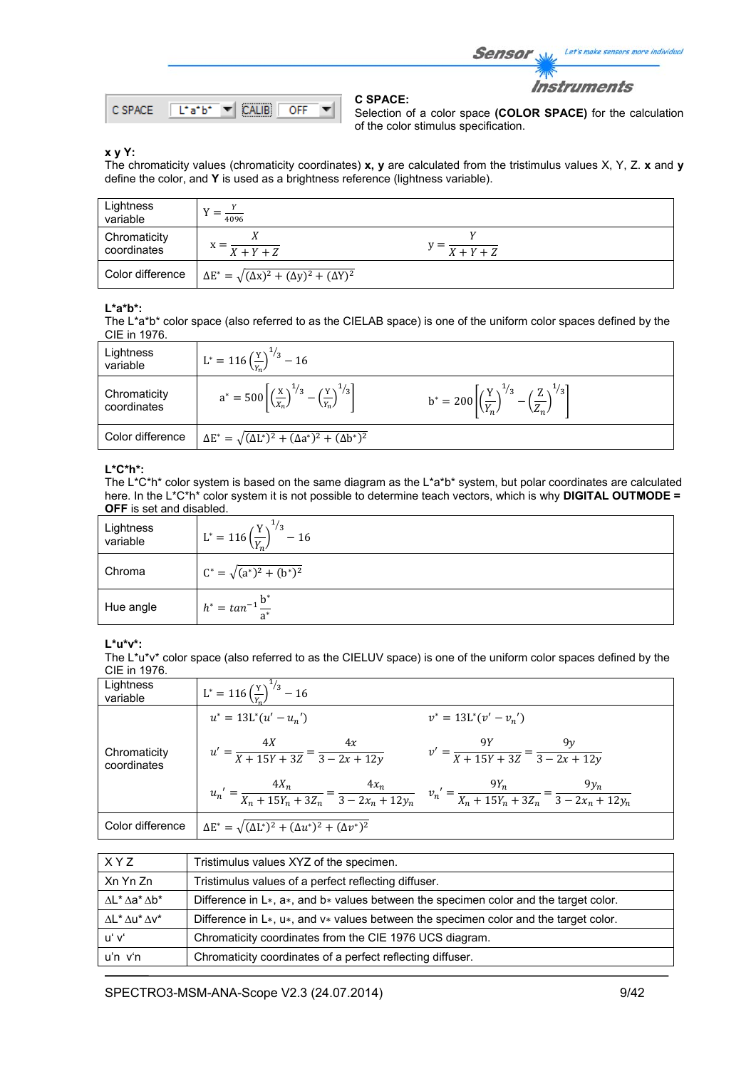C SPACE | L*a*b* | CALIB | OFF

**C SPACE:**
Selection of a color space **(COLOR SPACE)** for the calculation of the color stimulus specification.

**x y Y:**
The chromaticity values (chromaticity coordinates) **x, y** are calculated from the tristimulus values X, Y, Z. **x** and **y** define the color, and **Y** is used as a brightness reference (lightness variable).

| | | |
|---|---|---|
| Lightness variable | $Y = \frac{Y}{4096}$ | |
| Chromaticity coordinates | $x = \frac{X}{X+Y+Z}$ | $y = \frac{Y}{X+Y+Z}$ |
| Color difference | $\Delta E^* = \sqrt{(\Delta x)^2 + (\Delta y)^2 + (\Delta Y)^2}$ | |

**L*a*b*:**
The L*a*b* color space (also referred to as the CIELAB space) is one of the uniform color spaces defined by the CIE in 1976.

| | | |
|---|---|---|
| Lightness variable | $L^* = 116\left(\frac{Y}{Y_n}\right)^{1/3} - 16$ | |
| Chromaticity coordinates | $a^* = 500\left[\left(\frac{X}{X_n}\right)^{1/3} - \left(\frac{Y}{Y_n}\right)^{1/3}\right]$ | $b^* = 200\left[\left(\frac{Y}{Y_n}\right)^{1/3} - \left(\frac{Z}{Z_n}\right)^{1/3}\right]$ |
| Color difference | $\Delta E^* = \sqrt{(\Delta L^*)^2 + (\Delta a^*)^2 + (\Delta b^*)^2}$ | |

**L*C*h*:**
The L*C*h* color system is based on the same diagram as the L*a*b* system, but polar coordinates are calculated here. In the L*C*h* color system it is not possible to determine teach vectors, which is why **DIGITAL OUTMODE = OFF** is set and disabled.

| | |
|---|---|
| Lightness variable | $L^* = 116\left(\frac{Y}{Y_n}\right)^{1/3} - 16$ |
| Chroma | $C^* = \sqrt{(a^*)^2 + (b^*)^2}$ |
| Hue angle | $h^* = tan^{-1}\frac{b^*}{a^*}$ |

**L*u*v*:**
The L*u*v* color space (also referred to as the CIELUV space) is one of the uniform color spaces defined by the CIE in 1976.

| | | |
|---|---|---|
| Lightness variable | $L^* = 116\left(\frac{Y}{Y_n}\right)^{1/3} - 16$ | |
| Chromaticity coordinates | $u^* = 13L^*(u' - u_n')$ | $v^* = 13L^*(v' - v_n')$ |
| | $u' = \frac{4X}{X+15Y+3Z} = \frac{4x}{3-2x+12y}$ | $v' = \frac{9Y}{X+15Y+3Z} = \frac{9y}{3-2x+12y}$ |
| | $u_n' = \frac{4X_n}{X_n+15Y_n+3Z_n} = \frac{4x_n}{3-2x_n+12y_n}$ | $v_n' = \frac{9Y_n}{X_n+15Y_n+3Z_n} = \frac{9y_n}{3-2x_n+12y_n}$ |
| Color difference | $\Delta E^* = \sqrt{(\Delta L^*)^2 + (\Delta u^*)^2 + (\Delta v^*)^2}$ | |

| | |
|---|---|
| X Y Z | Tristimulus values XYZ of the specimen. |
| Xn Yn Zn | Tristimulus values of a perfect reflecting diffuser. |
| ΔL* Δa* Δb* | Difference in L*, a*, and b* values between the specimen color and the target color. |
| ΔL* Δu* Δv* | Difference in L*, u*, and v* values between the specimen color and the target color. |
| u' v' | Chromaticity coordinates from the CIE 1976 UCS diagram. |
| u'n v'n | Chromaticity coordinates of a perfect reflecting diffuser. |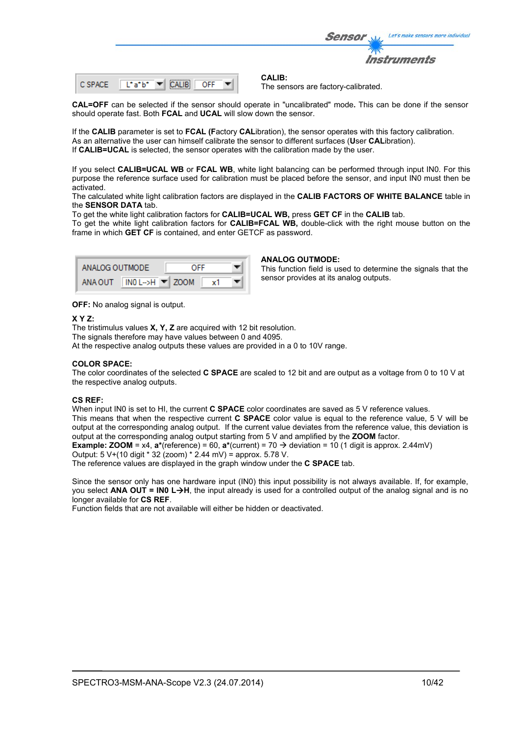**CALIB:**
The sensors are factory-calibrated.

**CAL=OFF** can be selected if the sensor should operate in "uncalibrated" mode**.** This can be done if the sensor should operate fast. Both **FCAL** and **UCAL** will slow down the sensor.

If the **CALIB** parameter is set to **FCAL (F**actory **CAL**ibration), the sensor operates with this factory calibration. As an alternative the user can himself calibrate the sensor to different surfaces (**U**ser **CAL**ibration). If **CALIB=UCAL** is selected, the sensor operates with the calibration made by the user.

If you select **CALIB=UCAL WB** or **FCAL WB**, white light balancing can be performed through input IN0. For this purpose the reference surface used for calibration must be placed before the sensor, and input IN0 must then be activated.
The calculated white light calibration factors are displayed in the **CALIB FACTORS OF WHITE BALANCE** table in the **SENSOR DATA** tab.
To get the white light calibration factors for **CALIB=UCAL WB,** press **GET CF** in the **CALIB** tab.
To get the white light calibration factors for **CALIB=FCAL WB,** double-click with the right mouse button on the frame in which **GET CF** is contained, and enter GETCF as password.

**ANALOG OUTMODE:**
This function field is used to determine the signals that the sensor provides at its analog outputs.

**OFF:** No analog signal is output.

**X Y Z:**
The tristimulus values **X, Y, Z** are acquired with 12 bit resolution.
The signals therefore may have values between 0 and 4095.
At the respective analog outputs these values are provided in a 0 to 10V range.

**COLOR SPACE:**
The color coordinates of the selected **C SPACE** are scaled to 12 bit and are output as a voltage from 0 to 10 V at the respective analog outputs.

**CS REF:**
When input IN0 is set to HI, the current **C SPACE** color coordinates are saved as 5 V reference values.
This means that when the respective current **C SPACE** color value is equal to the reference value, 5 V will be output at the corresponding analog output. If the current value deviates from the reference value, this deviation is output at the corresponding analog output starting from 5 V and amplified by the **ZOOM** factor.
**Example: ZOOM** = x4, **a***(reference) = 60, **a***(current) = 70 → deviation = 10 (1 digit is approx. 2.44mV)
Output: 5 V+(10 digit * 32 (zoom) * 2.44 mV) = approx. 5.78 V.
The reference values are displayed in the graph window under the **C SPACE** tab.

Since the sensor only has one hardware input (IN0) this input possibility is not always available. If, for example, you select **ANA OUT = IN0 L→H**, the input already is used for a controlled output of the analog signal and is no longer available for **CS REF**.
Function fields that are not available will either be hidden or deactivated.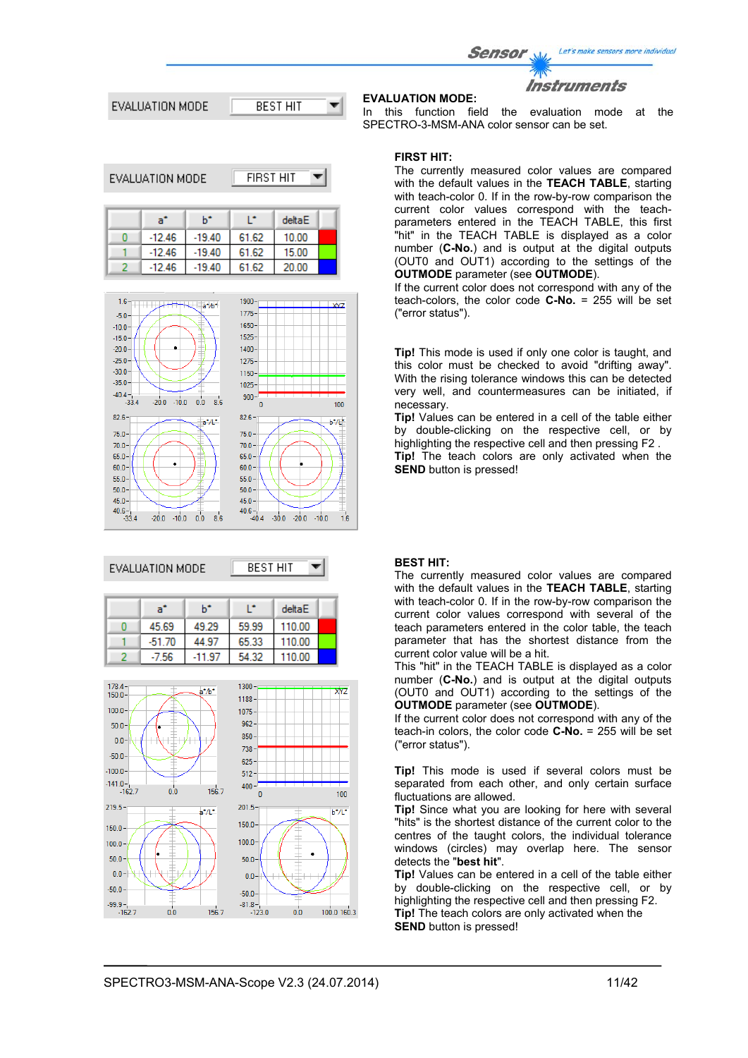EVALUATION MODE: BEST HIT

**EVALUATION MODE:**
In this function field the evaluation mode at the SPECTRO-3-MSM-ANA color sensor can be set.

EVALUATION MODE: FIRST HIT

| | a* | b* | L* | deltaE |
|---|---|---|---|---|
| 0 | -12.46 | -19.40 | 61.62 | 10.00 |
| 1 | -12.46 | -19.40 | 61.62 | 15.00 |
| 2 | -12.46 | -19.40 | 61.62 | 20.00 |

**FIRST HIT:**
The currently measured color values are compared with the default values in the **TEACH TABLE**, starting with teach-color 0. If in the row-by-row comparison the current color values correspond with the teach-parameters entered in the TEACH TABLE, this first "hit" in the TEACH TABLE is displayed as a color number (**C-No.**) and is output at the digital outputs (OUT0 and OUT1) according to the settings of the **OUTMODE** parameter (see **OUTMODE**).
If the current color does not correspond with any of the teach-colors, the color code **C-No.** = 255 will be set ("error status").

**Tip!** This mode is used if only one color is taught, and this color must be checked to avoid "drifting away". With the rising tolerance windows this can be detected very well, and countermeasures can be initiated, if necessary.
**Tip!** Values can be entered in a cell of the table either by double-clicking on the respective cell, or by highlighting the respective cell and then pressing F2 .
**Tip!** The teach colors are only activated when the **SEND** button is pressed!

EVALUATION MODE: BEST HIT

| | a* | b* | L* | deltaE |
|---|---|---|---|---|
| 0 | 45.69 | 49.29 | 59.99 | 110.00 |
| 1 | -51.70 | 44.97 | 65.33 | 110.00 |
| 2 | -7.56 | -11.97 | 54.32 | 110.00 |

**BEST HIT:**
The currently measured color values are compared with the default values in the **TEACH TABLE**, starting with teach-color 0. If in the row-by-row comparison the current color values correspond with several of the teach parameters entered in the color table, the teach parameter that has the shortest distance from the current color value will be a hit.
This "hit" in the TEACH TABLE is displayed as a color number (**C-No.**) and is output at the digital outputs (OUT0 and OUT1) according to the settings of the **OUTMODE** parameter (see **OUTMODE**).
If the current color does not correspond with any of the teach-in colors, the color code **C-No.** = 255 will be set ("error status").

**Tip!** This mode is used if several colors must be separated from each other, and only certain surface fluctuations are allowed.
**Tip!** Since what you are looking for here with several "hits" is the shortest distance of the current color to the centres of the taught colors, the individual tolerance windows (circles) may overlap here. The sensor detects the "**best hit**".
**Tip!** Values can be entered in a cell of the table either by double-clicking on the respective cell, or by highlighting the respective cell and then pressing F2.
**Tip!** The teach colors are only activated when the **SEND** button is pressed!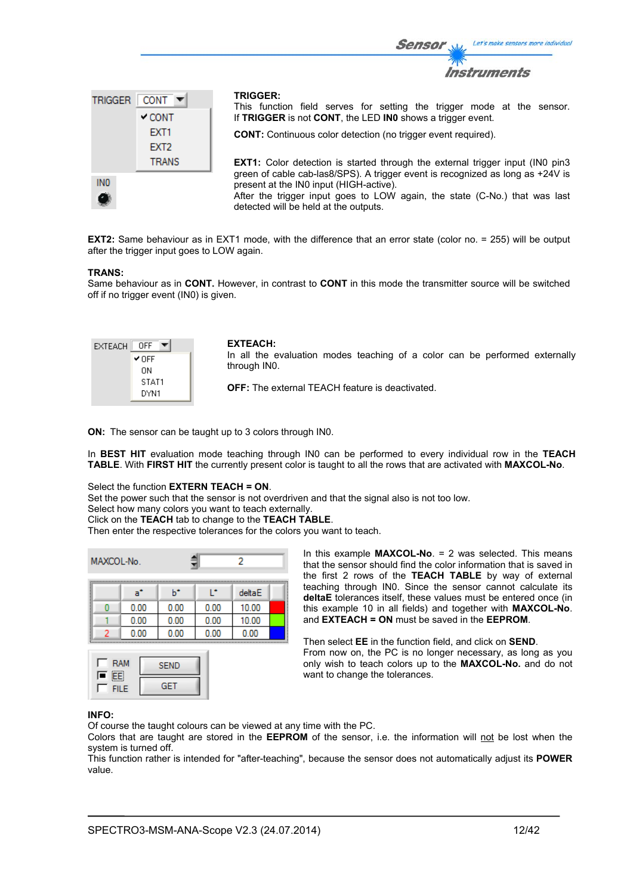TRIGGER CONT
✔CONT
EXT1
EXT2
TRANS

IN0

**TRIGGER:**
This function field serves for setting the trigger mode at the sensor. If **TRIGGER** is not **CONT**, the LED **IN0** shows a trigger event.

**CONT:** Continuous color detection (no trigger event required).

**EXT1:** Color detection is started through the external trigger input (IN0 pin3 green of cable cab-las8/SPS). A trigger event is recognized as long as +24V is present at the IN0 input (HIGH-active).
After the trigger input goes to LOW again, the state (C-No.) that was last detected will be held at the outputs.

**EXT2:** Same behaviour as in EXT1 mode, with the difference that an error state (color no. = 255) will be output after the trigger input goes to LOW again.

**TRANS:**
Same behaviour as in **CONT.** However, in contrast to **CONT** in this mode the transmitter source will be switched off if no trigger event (IN0) is given.

EXTEACH OFF
✔OFF
ON
STAT1
DYN1

**EXTEACH:**
In all the evaluation modes teaching of a color can be performed externally through IN0.

**OFF:** The external TEACH feature is deactivated.

**ON:** The sensor can be taught up to 3 colors through IN0.

In **BEST HIT** evaluation mode teaching through IN0 can be performed to every individual row in the **TEACH TABLE**. With **FIRST HIT** the currently present color is taught to all the rows that are activated with **MAXCOL-No**.

Select the function **EXTERN TEACH = ON**.
Set the power such that the sensor is not overdriven and that the signal also is not too low.
Select how many colors you want to teach externally.
Click on the **TEACH** tab to change to the **TEACH TABLE**.
Then enter the respective tolerances for the colors you want to teach.

MAXCOL-No. 2

| | a* | b* | L* | deltaE |
|---|---|---|---|---|
| 0 | 0.00 | 0.00 | 0.00 | 10.00 |
| 1 | 0.00 | 0.00 | 0.00 | 10.00 |
| 2 | 0.00 | 0.00 | 0.00 | 0.00 |

RAM / EE / FILE — SEND / GET

In this example **MAXCOL-No**. = 2 was selected. This means that the sensor should find the color information that is saved in the first 2 rows of the **TEACH TABLE** by way of external teaching through IN0. Since the sensor cannot calculate its **deltaE** tolerances itself, these values must be entered once (in this example 10 in all fields) and together with **MAXCOL-No**. and **EXTEACH = ON** must be saved in the **EEPROM**.

Then select **EE** in the function field, and click on **SEND**.
From now on, the PC is no longer necessary, as long as you only wish to teach colors up to the **MAXCOL-No.** and do not want to change the tolerances.

**INFO:**
Of course the taught colours can be viewed at any time with the PC.
Colors that are taught are stored in the **EEPROM** of the sensor, i.e. the information will not be lost when the system is turned off.
This function rather is intended for "after-teaching", because the sensor does not automatically adjust its **POWER** value.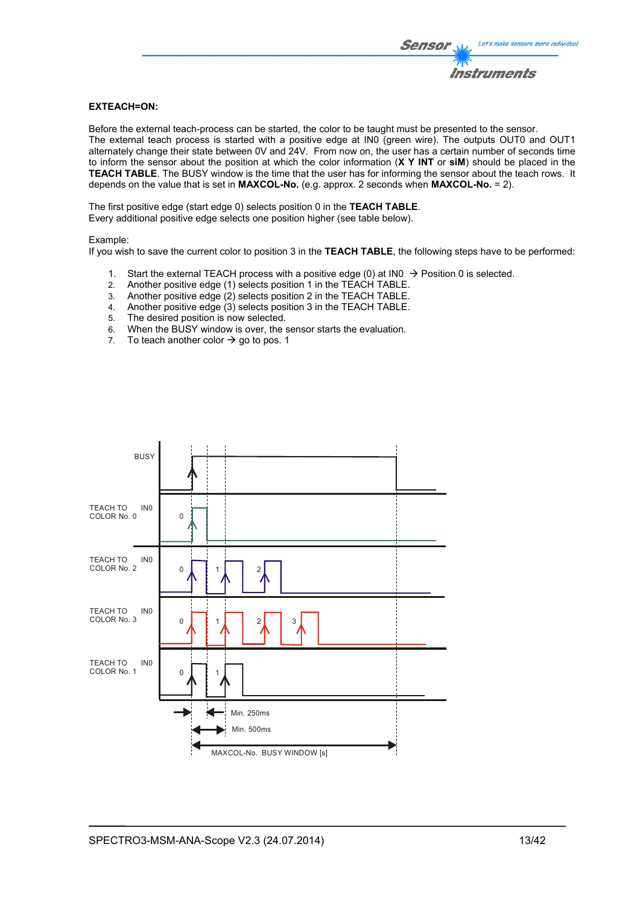**EXTEACH=ON:**

Before the external teach-process can be started, the color to be taught must be presented to the sensor.
The external teach process is started with a positive edge at IN0 (green wire). The outputs OUT0 and OUT1 alternately change their state between 0V and 24V. From now on, the user has a certain number of seconds time to inform the sensor about the position at which the color information (**X Y INT** or **siM**) should be placed in the **TEACH TABLE**. The BUSY window is the time that the user has for informing the sensor about the teach rows. It depends on the value that is set in **MAXCOL-No.** (e.g. approx. 2 seconds when **MAXCOL-No.** = 2).

The first positive edge (start edge 0) selects position 0 in the **TEACH TABLE**.
Every additional positive edge selects one position higher (see table below).

Example:
If you wish to save the current color to position 3 in the **TEACH TABLE**, the following steps have to be performed:

1. Start the external TEACH process with a positive edge (0) at IN0 → Position 0 is selected.
2. Another positive edge (1) selects position 1 in the TEACH TABLE.
3. Another positive edge (2) selects position 2 in the TEACH TABLE.
4. Another positive edge (3) selects position 3 in the TEACH TABLE.
5. The desired position is now selected.
6. When the BUSY window is over, the sensor starts the evaluation.
7. To teach another color → go to pos. 1

BUSY

TEACH TO COLOR No. 0 — IN0

TEACH TO COLOR No. 2 — IN0

TEACH TO COLOR No. 3 — IN0

TEACH TO COLOR No. 1 — IN0

Min. 250ms

Min. 500ms

MAXCOL-No. BUSY WINDOW [s]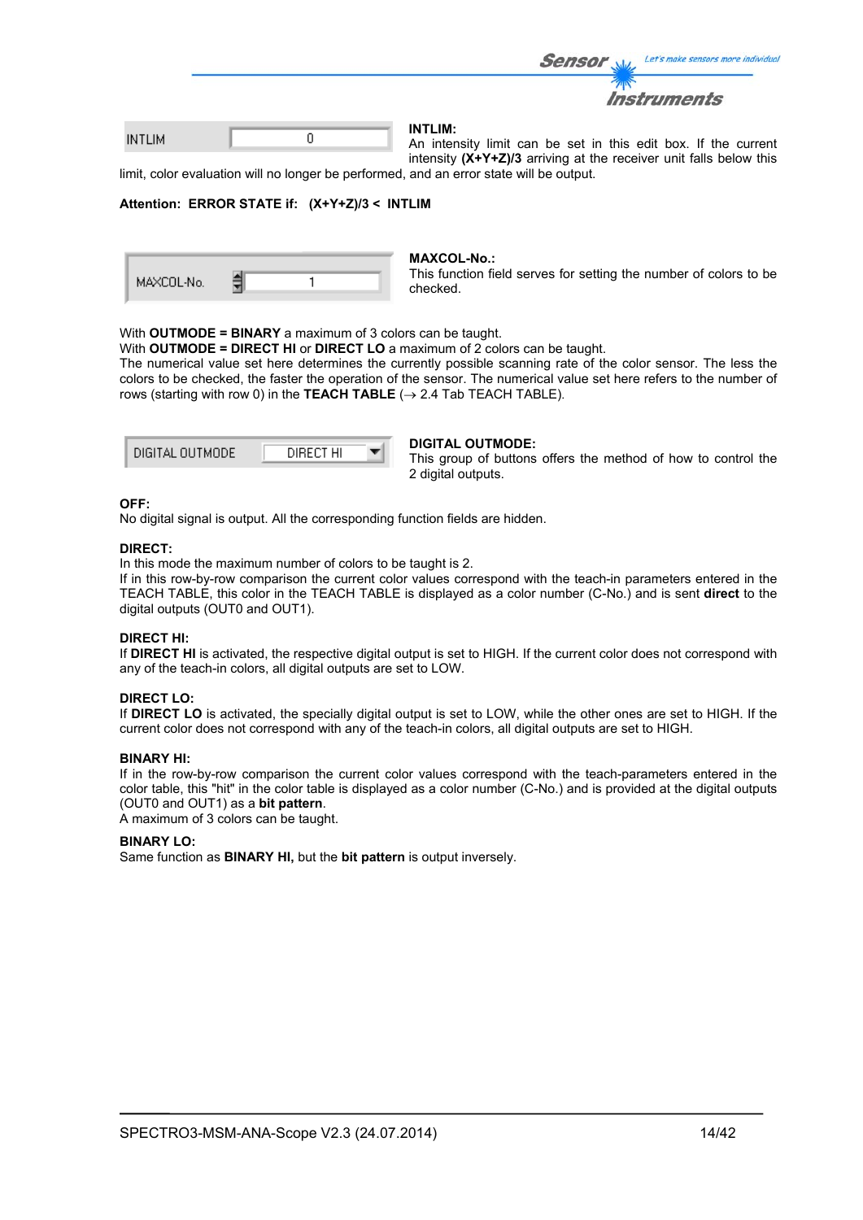INTLIM 0

**INTLIM:**
An intensity limit can be set in this edit box. If the current intensity **(X+Y+Z)/3** arriving at the receiver unit falls below this limit, color evaluation will no longer be performed, and an error state will be output.

**Attention: ERROR STATE if: (X+Y+Z)/3 < INTLIM**

MAXCOL-No. 1

**MAXCOL-No.:**
This function field serves for setting the number of colors to be checked.

With **OUTMODE = BINARY** a maximum of 3 colors can be taught.
With **OUTMODE = DIRECT HI** or **DIRECT LO** a maximum of 2 colors can be taught.
The numerical value set here determines the currently possible scanning rate of the color sensor. The less the colors to be checked, the faster the operation of the sensor. The numerical value set here refers to the number of rows (starting with row 0) in the **TEACH TABLE** (→ 2.4 Tab TEACH TABLE).

DIGITAL OUTMODE DIRECT HI

**DIGITAL OUTMODE:**
This group of buttons offers the method of how to control the 2 digital outputs.

**OFF:**
No digital signal is output. All the corresponding function fields are hidden.

**DIRECT:**
In this mode the maximum number of colors to be taught is 2.
If in this row-by-row comparison the current color values correspond with the teach-in parameters entered in the TEACH TABLE, this color in the TEACH TABLE is displayed as a color number (C-No.) and is sent **direct** to the digital outputs (OUT0 and OUT1).

**DIRECT HI:**
If **DIRECT HI** is activated, the respective digital output is set to HIGH. If the current color does not correspond with any of the teach-in colors, all digital outputs are set to LOW.

**DIRECT LO:**
If **DIRECT LO** is activated, the specially digital output is set to LOW, while the other ones are set to HIGH. If the current color does not correspond with any of the teach-in colors, all digital outputs are set to HIGH.

**BINARY HI:**
If in the row-by-row comparison the current color values correspond with the teach-parameters entered in the color table, this "hit" in the color table is displayed as a color number (C-No.) and is provided at the digital outputs (OUT0 and OUT1) as a **bit pattern**.
A maximum of 3 colors can be taught.

**BINARY LO:**
Same function as **BINARY HI,** but the **bit pattern** is output inversely.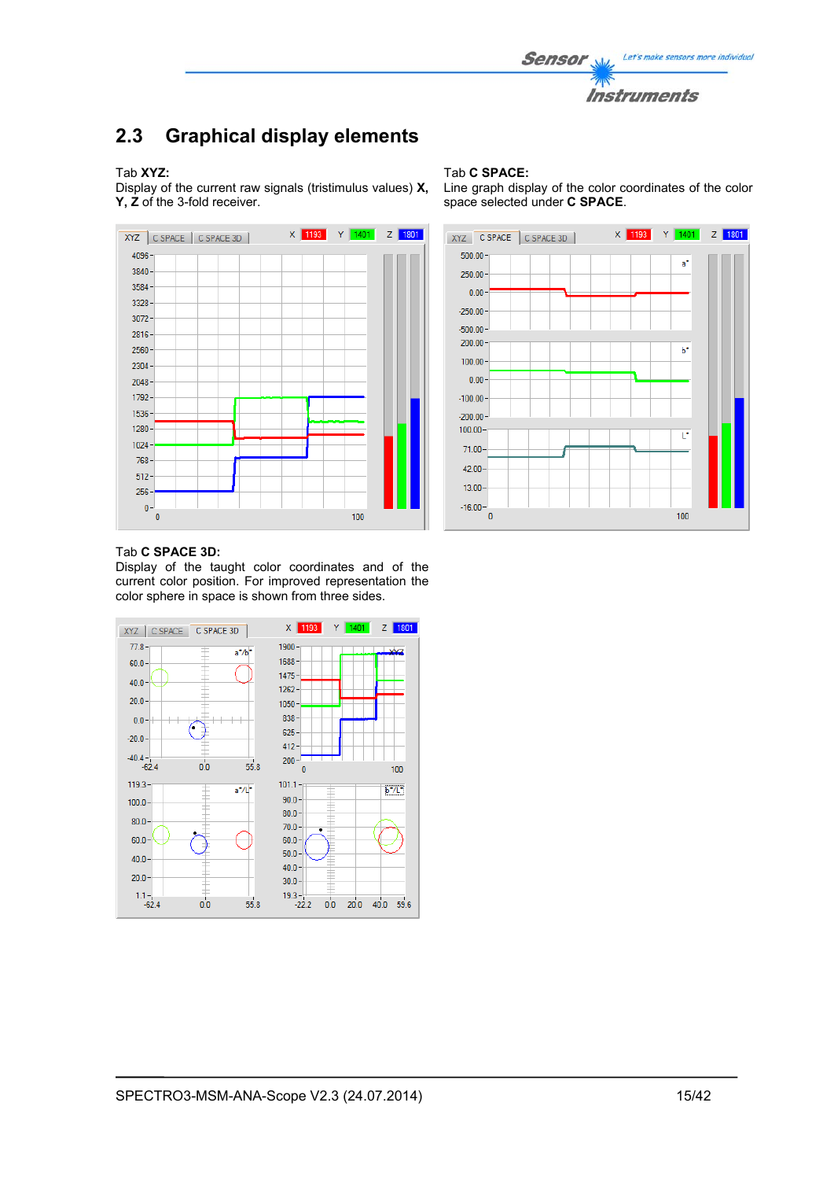## 2.3 Graphical display elements

Tab **XYZ:**
Display of the current raw signals (tristimulus values) **X, Y, Z** of the 3-fold receiver.

Tab **C SPACE:**
Line graph display of the color coordinates of the color space selected under **C SPACE**.

Tab **C SPACE 3D:**
Display of the taught color coordinates and of the current color position. For improved representation the color sphere in space is shown from three sides.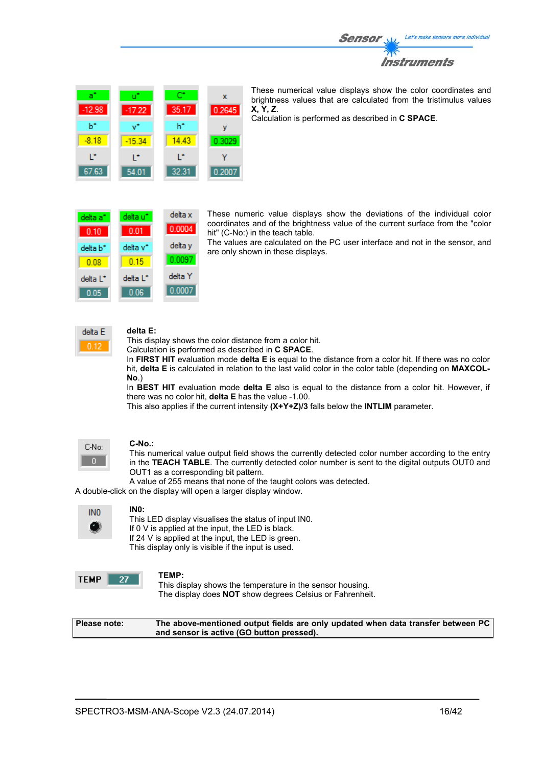| a* | u* | C* | x |
|---|---|---|---|
| -12.98 | -17.22 | 35.17 | 0.2645 |
| b* | v* | h* | y |
| -8.18 | -15.34 | 14.43 | 0.3029 |
| L* | L* | L* | Y |
| 67.63 | 54.01 | 32.31 | 0.2007 |

These numerical value displays show the color coordinates and brightness values that are calculated from the tristimulus values **X, Y, Z**.
Calculation is performed as described in **C SPACE**.

| delta a* | delta u* | delta x |
|---|---|---|
| 0.10 | 0.01 | 0.0004 |
| delta b* | delta v* | delta y |
| 0.08 | 0.15 | 0.0097 |
| delta L* | delta L* | delta Y |
| 0.05 | 0.06 | 0.0007 |

These numeric value displays show the deviations of the individual color coordinates and of the brightness value of the current surface from the "color hit" (C-No:) in the teach table.
The values are calculated on the PC user interface and not in the sensor, and are only shown in these displays.

| delta E |
|---|
| 0.12 |

**delta E:**
This display shows the color distance from a color hit.
Calculation is performed as described in **C SPACE**.
In **FIRST HIT** evaluation mode **delta E** is equal to the distance from a color hit. If there was no color hit, **delta E** is calculated in relation to the last valid color in the color table (depending on **MAXCOL-No**.)
In **BEST HIT** evaluation mode **delta E** also is equal to the distance from a color hit. However, if there was no color hit, **delta E** has the value -1.00.
This also applies if the current intensity **(X+Y+Z)/3** falls below the **INTLIM** parameter.

| C-No: |
|---|
| 0 |

**C-No.:**
This numerical value output field shows the currently detected color number according to the entry in the **TEACH TABLE**. The currently detected color number is sent to the digital outputs OUT0 and OUT1 as a corresponding bit pattern.
A value of 255 means that none of the taught colors was detected.
A double-click on the display will open a larger display window.

IN0

**IN0:**
This LED display visualises the status of input IN0.
If 0 V is applied at the input, the LED is black.
If 24 V is applied at the input, the LED is green.
This display only is visible if the input is used.

| TEMP | 27 |
|---|---|

**TEMP:**
This display shows the temperature in the sensor housing.
The display does **NOT** show degrees Celsius or Fahrenheit.

| **Please note:** | **The above-mentioned output fields are only updated when data transfer between PC and sensor is active (GO button pressed).** |
|---|---|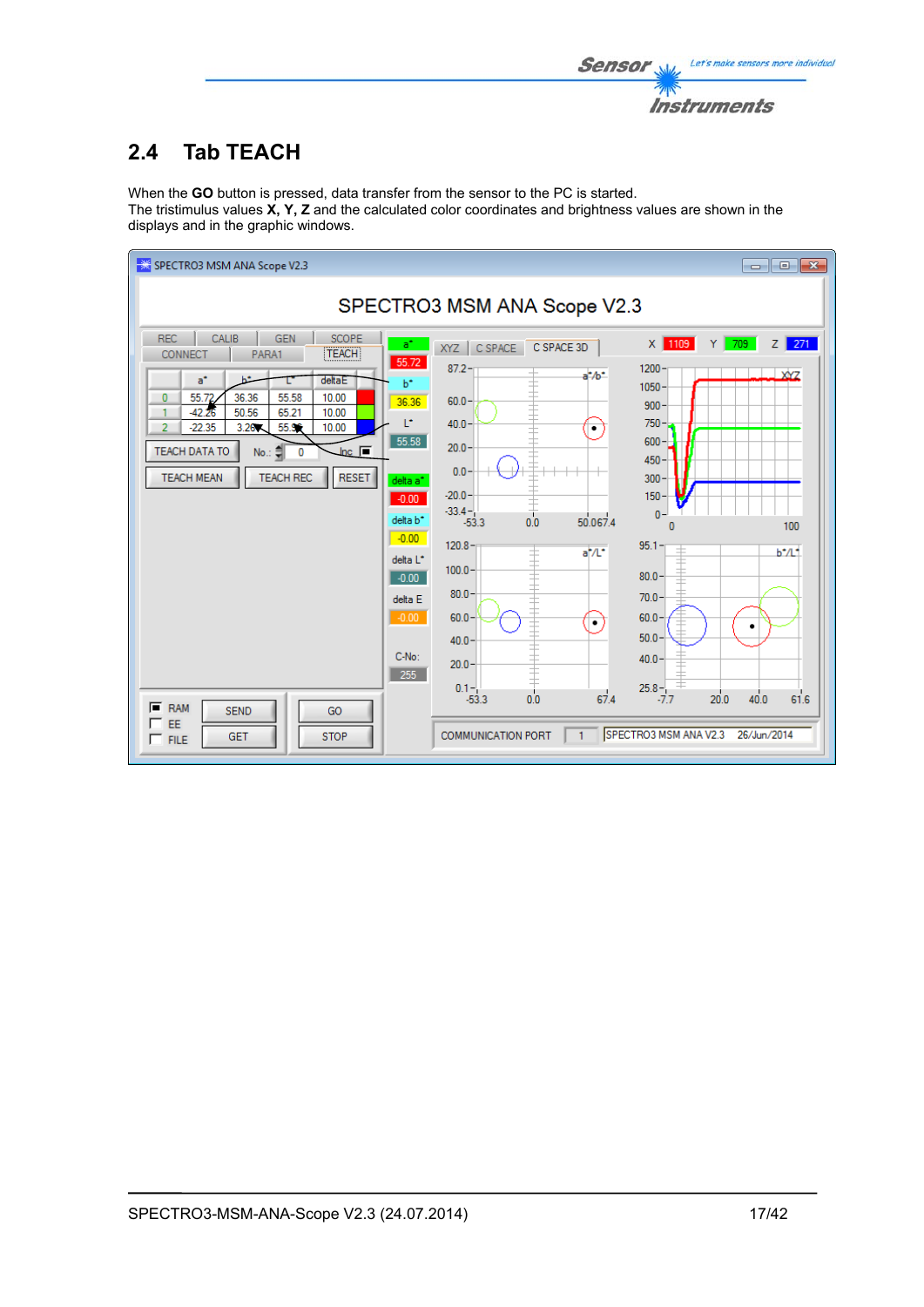## 2.4 Tab TEACH

When the **GO** button is pressed, data transfer from the sensor to the PC is started.
The tristimulus values **X, Y, Z** and the calculated color coordinates and brightness values are shown in the displays and in the graphic windows.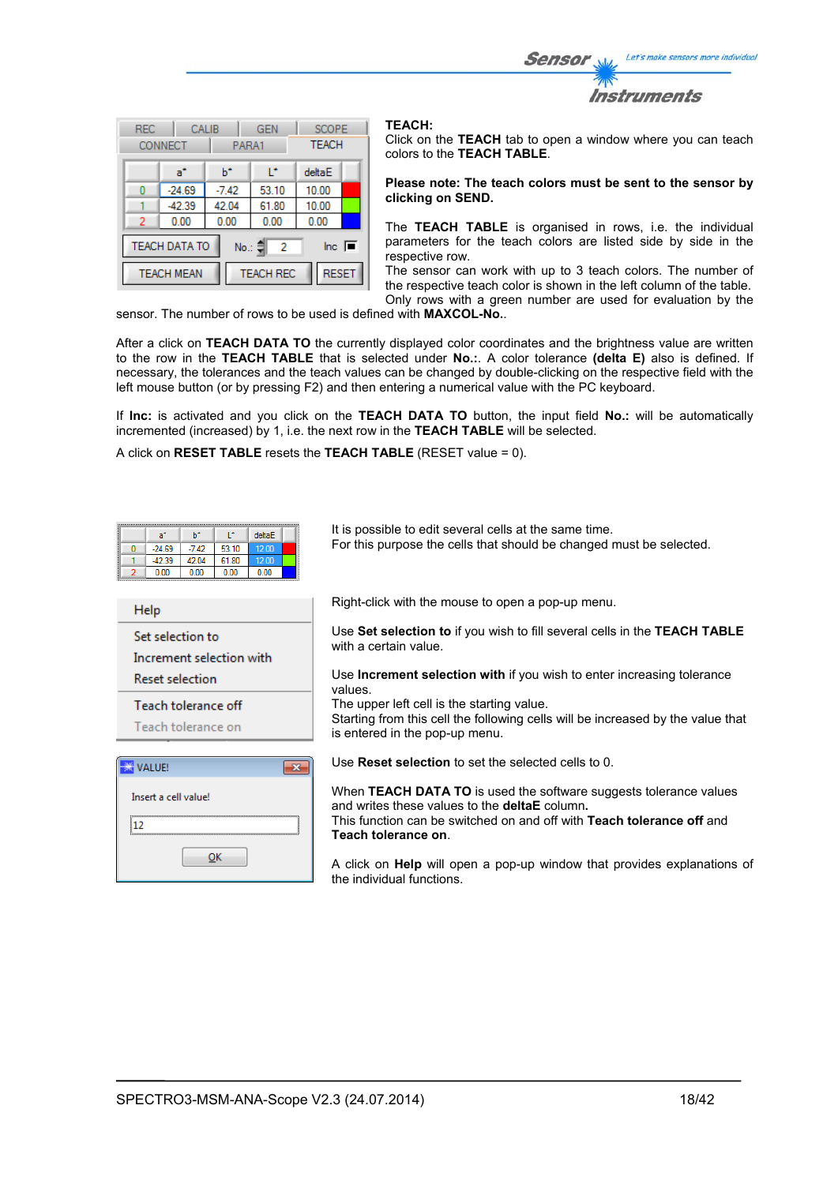**TEACH:**
Click on the **TEACH** tab to open a window where you can teach colors to the **TEACH TABLE**.

**Please note: The teach colors must be sent to the sensor by clicking on SEND.**

The **TEACH TABLE** is organised in rows, i.e. the individual parameters for the teach colors are listed side by side in the respective row.
The sensor can work with up to 3 teach colors. The number of the respective teach color is shown in the left column of the table. Only rows with a green number are used for evaluation by the sensor. The number of rows to be used is defined with **MAXCOL-No.**.

After a click on **TEACH DATA TO** the currently displayed color coordinates and the brightness value are written to the row in the **TEACH TABLE** that is selected under **No.:**. A color tolerance **(delta E)** also is defined. If necessary, the tolerances and the teach values can be changed by double-clicking on the respective field with the left mouse button (or by pressing F2) and then entering a numerical value with the PC keyboard.

If **Inc:** is activated and you click on the **TEACH DATA TO** button, the input field **No.:** will be automatically incremented (increased) by 1, i.e. the next row in the **TEACH TABLE** will be selected.

A click on **RESET TABLE** resets the **TEACH TABLE** (RESET value = 0).

It is possible to edit several cells at the same time.
For this purpose the cells that should be changed must be selected.

Right-click with the mouse to open a pop-up menu.

Use **Set selection to** if you wish to fill several cells in the **TEACH TABLE** with a certain value.

Use **Increment selection with** if you wish to enter increasing tolerance values.
The upper left cell is the starting value.
Starting from this cell the following cells will be increased by the value that is entered in the pop-up menu.

Use **Reset selection** to set the selected cells to 0.

When **TEACH DATA TO** is used the software suggests tolerance values and writes these values to the **deltaE** column.
This function can be switched on and off with **Teach tolerance off** and **Teach tolerance on**.

A click on **Help** will open a pop-up window that provides explanations of the individual functions.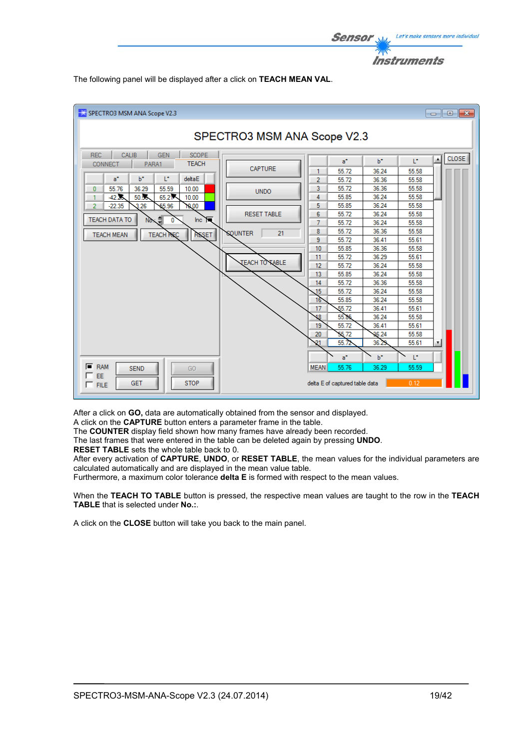The following panel will be displayed after a click on **TEACH MEAN VAL**.

After a click on **GO,** data are automatically obtained from the sensor and displayed.
A click on the **CAPTURE** button enters a parameter frame in the table.
The **COUNTER** display field shown how many frames have already been recorded.
The last frames that were entered in the table can be deleted again by pressing **UNDO**.
**RESET TABLE** sets the whole table back to 0.
After every activation of **CAPTURE**, **UNDO**, or **RESET TABLE**, the mean values for the individual parameters are calculated automatically and are displayed in the mean value table.
Furthermore, a maximum color tolerance **delta E** is formed with respect to the mean values.

When the **TEACH TO TABLE** button is pressed, the respective mean values are taught to the row in the **TEACH TABLE** that is selected under **No.:**.

A click on the **CLOSE** button will take you back to the main panel.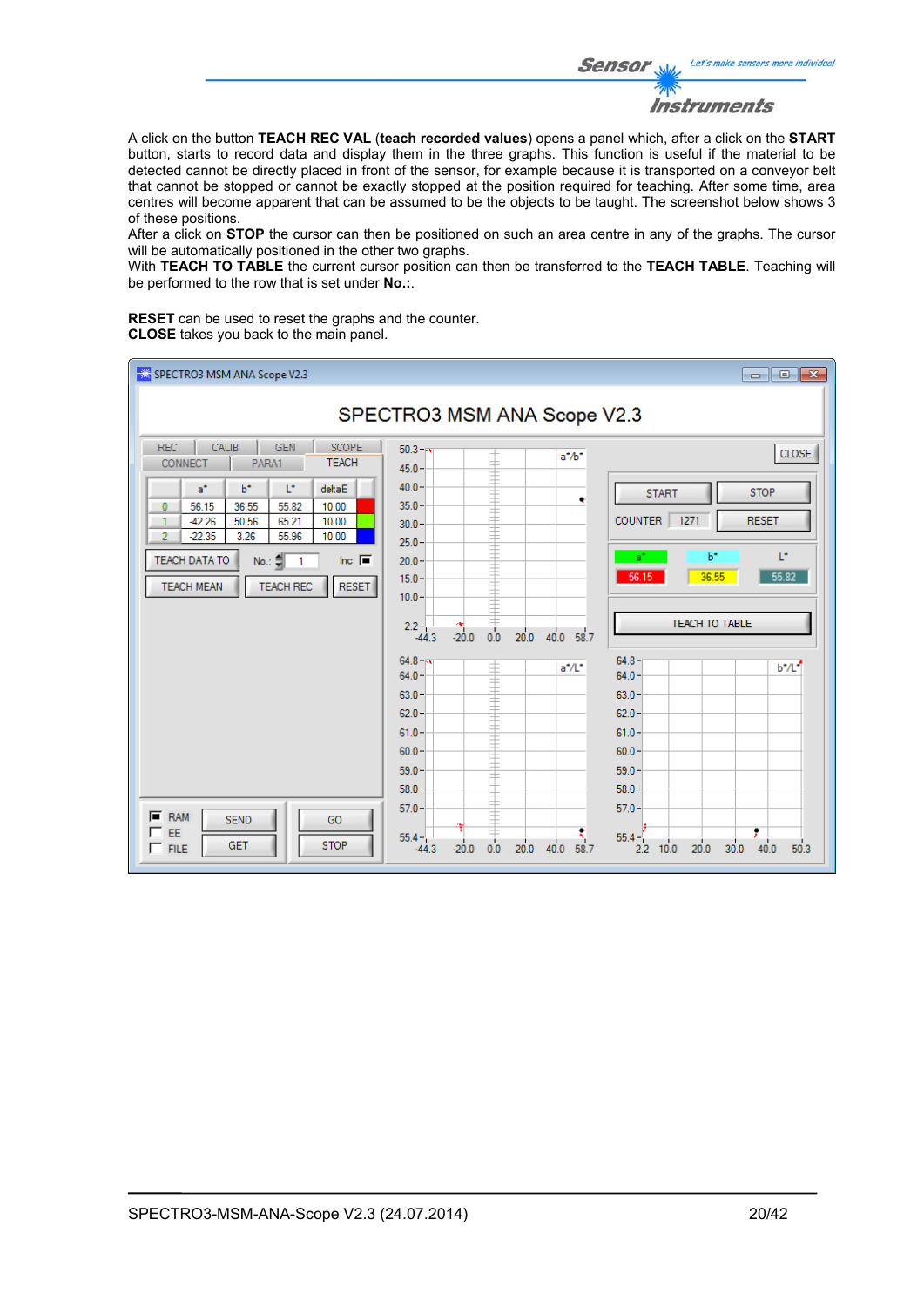A click on the button **TEACH REC VAL** (**teach recorded values**) opens a panel which, after a click on the **START** button, starts to record data and display them in the three graphs. This function is useful if the material to be detected cannot be directly placed in front of the sensor, for example because it is transported on a conveyor belt that cannot be stopped or cannot be exactly stopped at the position required for teaching. After some time, area centres will become apparent that can be assumed to be the objects to be taught. The screenshot below shows 3 of these positions.

After a click on **STOP** the cursor can then be positioned on such an area centre in any of the graphs. The cursor will be automatically positioned in the other two graphs.

With **TEACH TO TABLE** the current cursor position can then be transferred to the **TEACH TABLE**. Teaching will be performed to the row that is set under **No.:**.

**RESET** can be used to reset the graphs and the counter.
**CLOSE** takes you back to the main panel.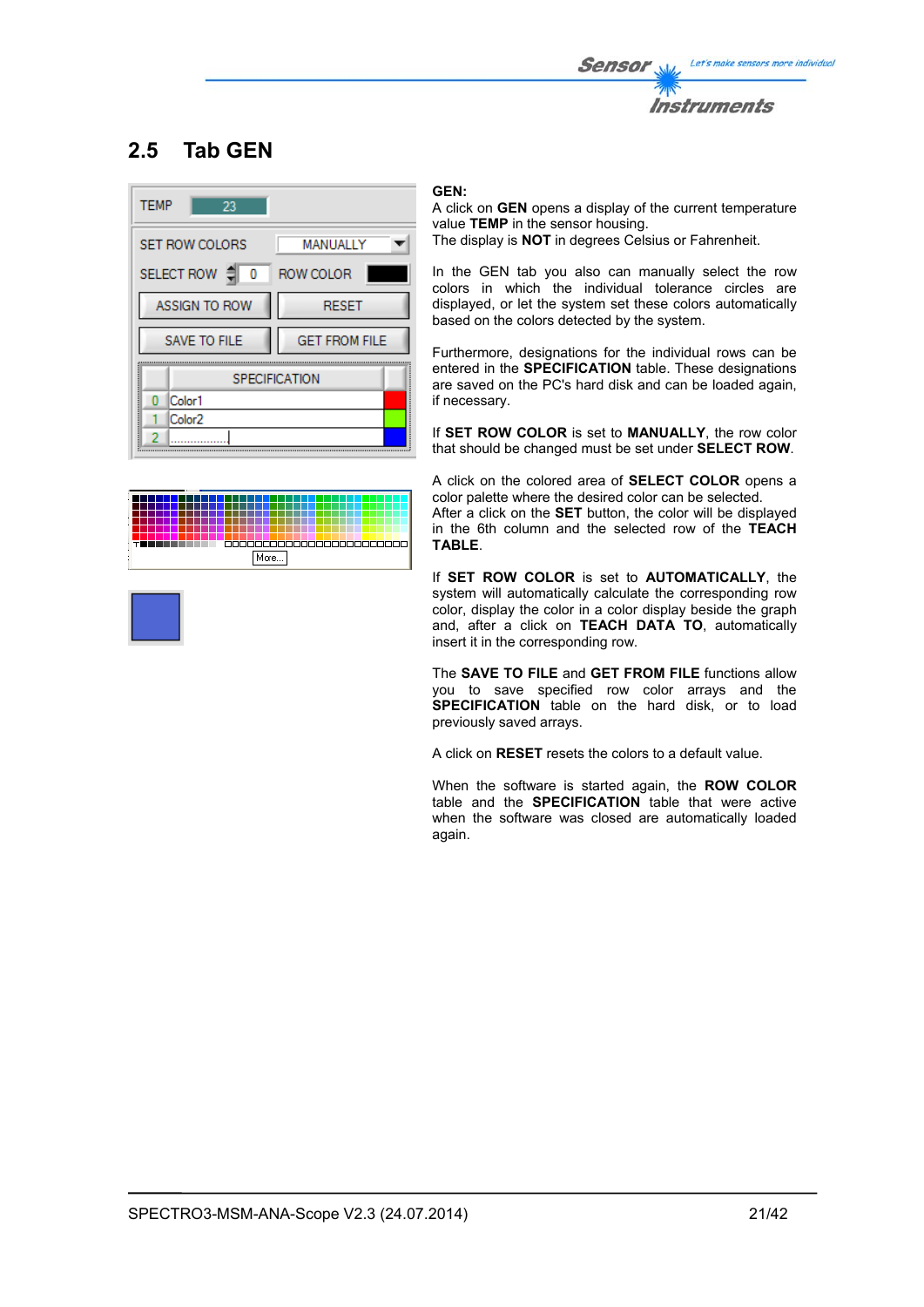## 2.5 Tab GEN

**GEN:**
A click on **GEN** opens a display of the current temperature value **TEMP** in the sensor housing.
The display is **NOT** in degrees Celsius or Fahrenheit.

In the GEN tab you also can manually select the row colors in which the individual tolerance circles are displayed, or let the system set these colors automatically based on the colors detected by the system.

Furthermore, designations for the individual rows can be entered in the **SPECIFICATION** table. These designations are saved on the PC's hard disk and can be loaded again, if necessary.

If **SET ROW COLOR** is set to **MANUALLY**, the row color that should be changed must be set under **SELECT ROW**.

A click on the colored area of **SELECT COLOR** opens a color palette where the desired color can be selected.
After a click on the **SET** button, the color will be displayed in the 6th column and the selected row of the **TEACH TABLE**.

If **SET ROW COLOR** is set to **AUTOMATICALLY**, the system will automatically calculate the corresponding row color, display the color in a color display beside the graph and, after a click on **TEACH DATA TO**, automatically insert it in the corresponding row.

The **SAVE TO FILE** and **GET FROM FILE** functions allow you to save specified row color arrays and the **SPECIFICATION** table on the hard disk, or to load previously saved arrays.

A click on **RESET** resets the colors to a default value.

When the software is started again, the **ROW COLOR** table and the **SPECIFICATION** table that were active when the software was closed are automatically loaded again.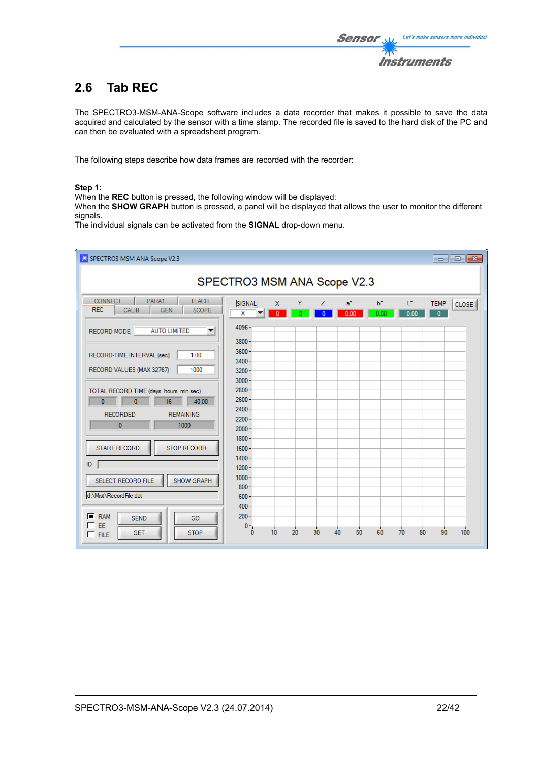## 2.6 Tab REC

The SPECTRO3-MSM-ANA-Scope software includes a data recorder that makes it possible to save the data acquired and calculated by the sensor with a time stamp. The recorded file is saved to the hard disk of the PC and can then be evaluated with a spreadsheet program.

The following steps describe how data frames are recorded with the recorder:

**Step 1:**
When the **REC** button is pressed, the following window will be displayed:
When the **SHOW GRAPH** button is pressed, a panel will be displayed that allows the user to monitor the different signals.
The individual signals can be activated from the **SIGNAL** drop-down menu.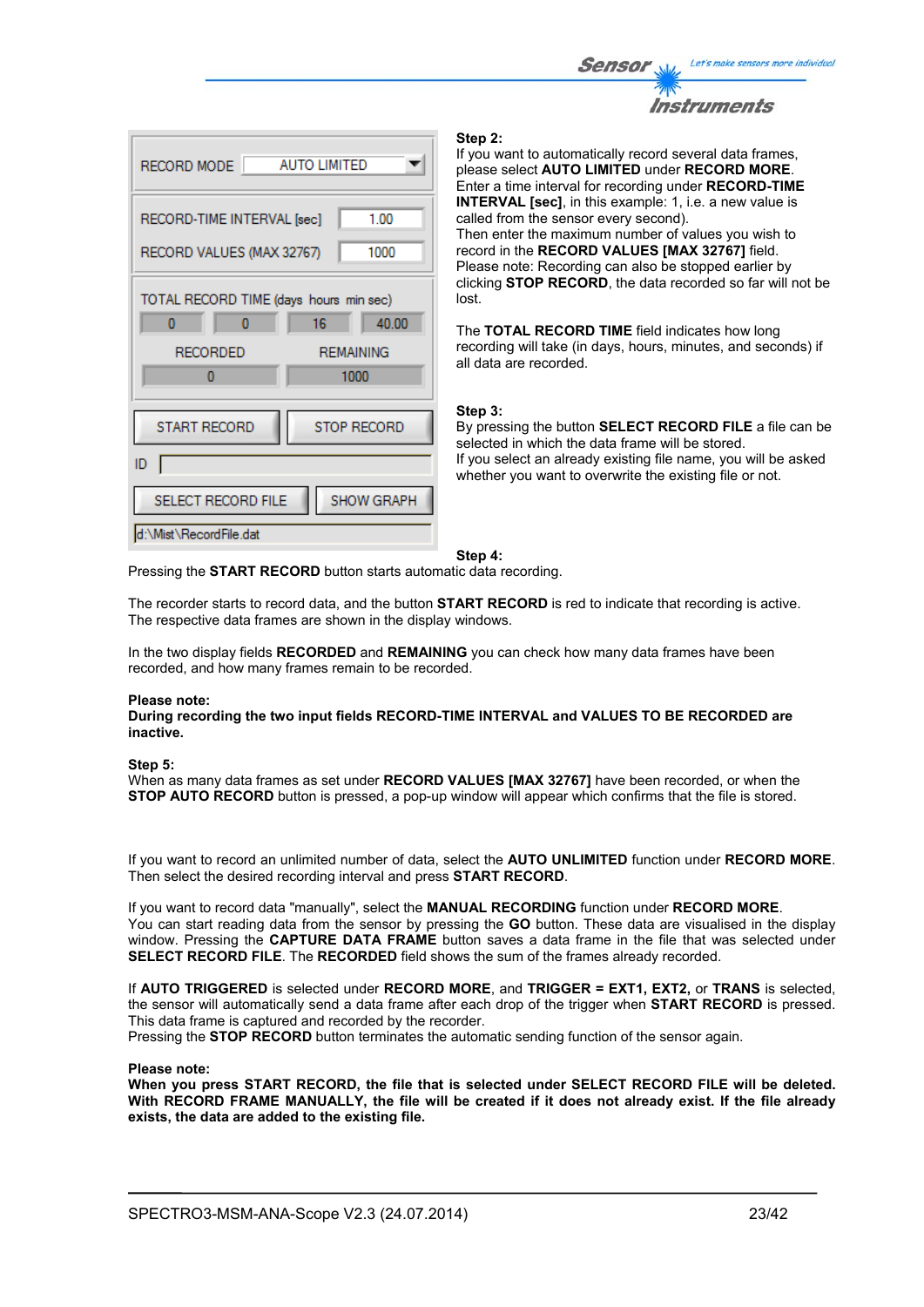**Step 2:**
If you want to automatically record several data frames, please select **AUTO LIMITED** under **RECORD MORE**. Enter a time interval for recording under **RECORD-TIME INTERVAL [sec]**, in this example: 1, i.e. a new value is called from the sensor every second).
Then enter the maximum number of values you wish to record in the **RECORD VALUES [MAX 32767]** field.
Please note: Recording can also be stopped earlier by clicking **STOP RECORD**, the data recorded so far will not be lost.

The **TOTAL RECORD TIME** field indicates how long recording will take (in days, hours, minutes, and seconds) if all data are recorded.

**Step 3:**
By pressing the button **SELECT RECORD FILE** a file can be selected in which the data frame will be stored.
If you select an already existing file name, you will be asked whether you want to overwrite the existing file or not.

**Step 4:**
Pressing the **START RECORD** button starts automatic data recording.

The recorder starts to record data, and the button **START RECORD** is red to indicate that recording is active. The respective data frames are shown in the display windows.

In the two display fields **RECORDED** and **REMAINING** you can check how many data frames have been recorded, and how many frames remain to be recorded.

**Please note:**
**During recording the two input fields RECORD-TIME INTERVAL and VALUES TO BE RECORDED are inactive.**

**Step 5:**
When as many data frames as set under **RECORD VALUES [MAX 32767]** have been recorded, or when the **STOP AUTO RECORD** button is pressed, a pop-up window will appear which confirms that the file is stored.

If you want to record an unlimited number of data, select the **AUTO UNLIMITED** function under **RECORD MORE**. Then select the desired recording interval and press **START RECORD**.

If you want to record data "manually", select the **MANUAL RECORDING** function under **RECORD MORE**. You can start reading data from the sensor by pressing the **GO** button. These data are visualised in the display window. Pressing the **CAPTURE DATA FRAME** button saves a data frame in the file that was selected under **SELECT RECORD FILE**. The **RECORDED** field shows the sum of the frames already recorded.

If **AUTO TRIGGERED** is selected under **RECORD MORE**, and **TRIGGER = EXT1, EXT2,** or **TRANS** is selected, the sensor will automatically send a data frame after each drop of the trigger when **START RECORD** is pressed. This data frame is captured and recorded by the recorder.
Pressing the **STOP RECORD** button terminates the automatic sending function of the sensor again.

**Please note:**
**When you press START RECORD, the file that is selected under SELECT RECORD FILE will be deleted. With RECORD FRAME MANUALLY, the file will be created if it does not already exist. If the file already exists, the data are added to the existing file.**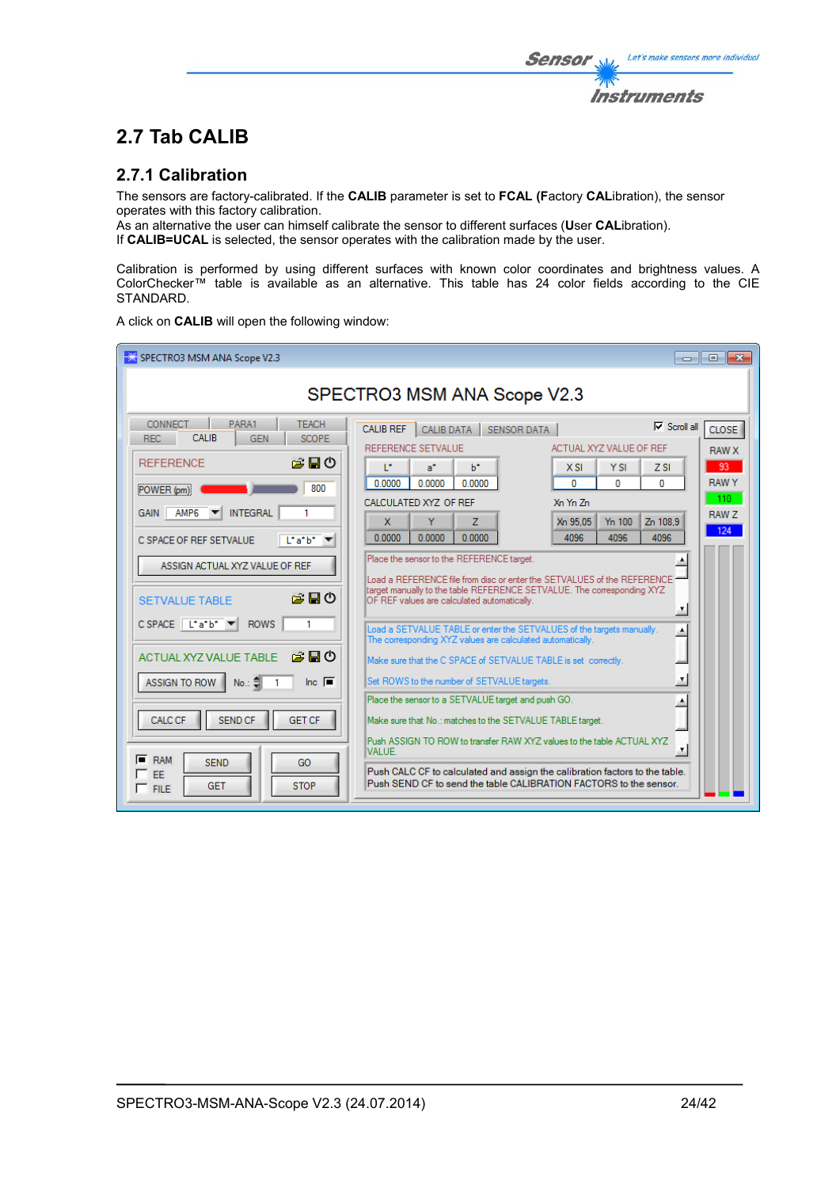## 2.7 Tab CALIB

### 2.7.1 Calibration

The sensors are factory-calibrated. If the **CALIB** parameter is set to **FCAL (F**actory **CAL**ibration), the sensor operates with this factory calibration.
As an alternative the user can himself calibrate the sensor to different surfaces (**U**ser **CAL**ibration).
If **CALIB=UCAL** is selected, the sensor operates with the calibration made by the user.

Calibration is performed by using different surfaces with known color coordinates and brightness values. A ColorChecker™ table is available as an alternative. This table has 24 color fields according to the CIE STANDARD.

A click on **CALIB** will open the following window: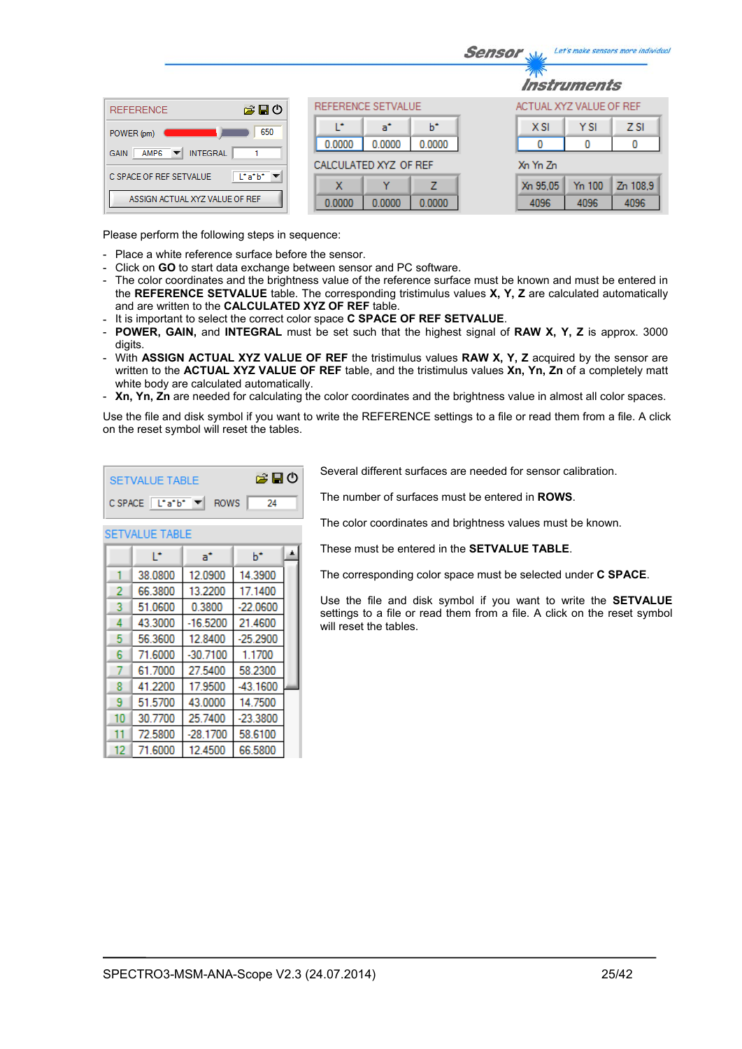| REFERENCE | | | |
|---|---|---|---|
| POWER (pm) | 650 | | |
| GAIN | AMP6 | INTEGRAL | 1 |
| C SPACE OF REF SETVALUE | L*a*b* | | |
| ASSIGN ACTUAL XYZ VALUE OF REF | | | |

**REFERENCE SETVALUE**

| L* | a* | b* |
|---|---|---|
| 0.0000 | 0.0000 | 0.0000 |

**CALCULATED XYZ OF REF**

| X | Y | Z |
|---|---|---|
| 0.0000 | 0.0000 | 0.0000 |

**ACTUAL XYZ VALUE OF REF**

| X SI | Y SI | Z SI |
|---|---|---|
| 0 | 0 | 0 |

**Xn Yn Zn**

| Xn 95,05 | Yn 100 | Zn 108,9 |
|---|---|---|
| 4096 | 4096 | 4096 |

Please perform the following steps in sequence:

- Place a white reference surface before the sensor.
- Click on **GO** to start data exchange between sensor and PC software.
- The color coordinates and the brightness value of the reference surface must be known and must be entered in the **REFERENCE SETVALUE** table. The corresponding tristimulus values **X, Y, Z** are calculated automatically and are written to the **CALCULATED XYZ OF REF** table.
- It is important to select the correct color space **C SPACE OF REF SETVALUE**.
- **POWER, GAIN,** and **INTEGRAL** must be set such that the highest signal of **RAW X, Y, Z** is approx. 3000 digits.
- With **ASSIGN ACTUAL XYZ VALUE OF REF** the tristimulus values **RAW X, Y, Z** acquired by the sensor are written to the **ACTUAL XYZ VALUE OF REF** table, and the tristimulus values **Xn, Yn, Zn** of a completely matt white body are calculated automatically.
- **Xn, Yn, Zn** are needed for calculating the color coordinates and the brightness value in almost all color spaces.

Use the file and disk symbol if you want to write the REFERENCE settings to a file or read them from a file. A click on the reset symbol will reset the tables.

| SETVALUE TABLE | | | |
|---|---|---|---|
| C SPACE | L*a*b* | ROWS | 24 |

**SETVALUE TABLE**

| | L* | a* | b* |
|---|---|---|---|
| 1 | 38.0800 | 12.0900 | 14.3900 |
| 2 | 66.3800 | 13.2200 | 17.1400 |
| 3 | 51.0600 | 0.3800 | -22.0600 |
| 4 | 43.3000 | -16.5200 | 21.4600 |
| 5 | 56.3600 | 12.8400 | -25.2900 |
| 6 | 71.6000 | -30.7100 | 1.1700 |
| 7 | 61.7000 | 27.5400 | 58.2300 |
| 8 | 41.2200 | 17.9500 | -43.1600 |
| 9 | 51.5700 | 43.0000 | 14.7500 |
| 10 | 30.7700 | 25.7400 | -23.3800 |
| 11 | 72.5800 | -28.1700 | 58.6100 |
| 12 | 71.6000 | 12.4500 | 66.5800 |

Several different surfaces are needed for sensor calibration.

The number of surfaces must be entered in **ROWS**.

The color coordinates and brightness values must be known.

These must be entered in the **SETVALUE TABLE**.

The corresponding color space must be selected under **C SPACE**.

Use the file and disk symbol if you want to write the **SETVALUE** settings to a file or read them from a file. A click on the reset symbol will reset the tables.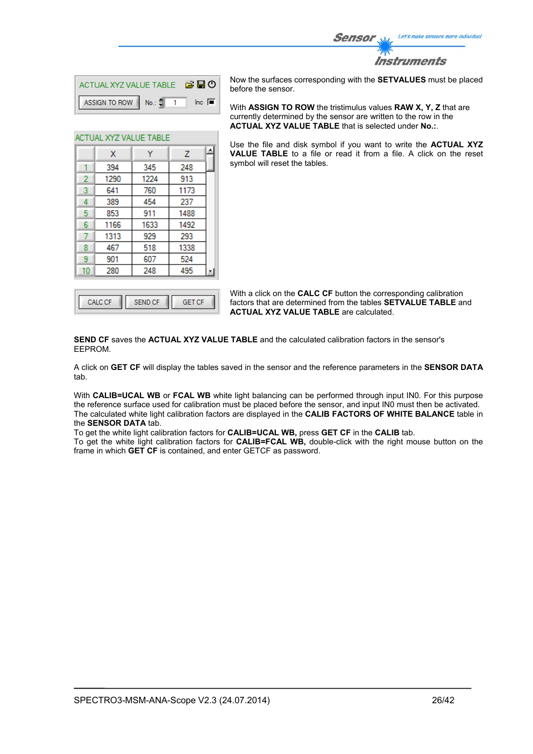ACTUAL XYZ VALUE TABLE

ASSIGN TO ROW  No.: 1  Inc

ACTUAL XYZ VALUE TABLE

| | X | Y | Z |
|---|---|---|---|
| 1 | 394 | 345 | 248 |
| 2 | 1290 | 1224 | 913 |
| 3 | 641 | 760 | 1173 |
| 4 | 389 | 454 | 237 |
| 5 | 853 | 911 | 1488 |
| 6 | 1166 | 1633 | 1492 |
| 7 | 1313 | 929 | 293 |
| 8 | 467 | 518 | 1338 |
| 9 | 901 | 607 | 524 |
| 10 | 280 | 248 | 495 |

Now the surfaces corresponding with the **SETVALUES** must be placed before the sensor.

With **ASSIGN TO ROW** the tristimulus values **RAW X, Y, Z** that are currently determined by the sensor are written to the row in the **ACTUAL XYZ VALUE TABLE** that is selected under **No.:**.

Use the file and disk symbol if you want to write the **ACTUAL XYZ VALUE TABLE** to a file or read it from a file. A click on the reset symbol will reset the tables.

CALC CF  SEND CF  GET CF

With a click on the **CALC CF** button the corresponding calibration factors that are determined from the tables **SETVALUE TABLE** and **ACTUAL XYZ VALUE TABLE** are calculated.

**SEND CF** saves the **ACTUAL XYZ VALUE TABLE** and the calculated calibration factors in the sensor's EEPROM.

A click on **GET CF** will display the tables saved in the sensor and the reference parameters in the **SENSOR DATA** tab.

With **CALIB=UCAL WB** or **FCAL WB** white light balancing can be performed through input IN0. For this purpose the reference surface used for calibration must be placed before the sensor, and input IN0 must then be activated. The calculated white light calibration factors are displayed in the **CALIB FACTORS OF WHITE BALANCE** table in the **SENSOR DATA** tab.
To get the white light calibration factors for **CALIB=UCAL WB,** press **GET CF** in the **CALIB** tab.
To get the white light calibration factors for **CALIB=FCAL WB,** double-click with the right mouse button on the frame in which **GET CF** is contained, and enter GETCF as password.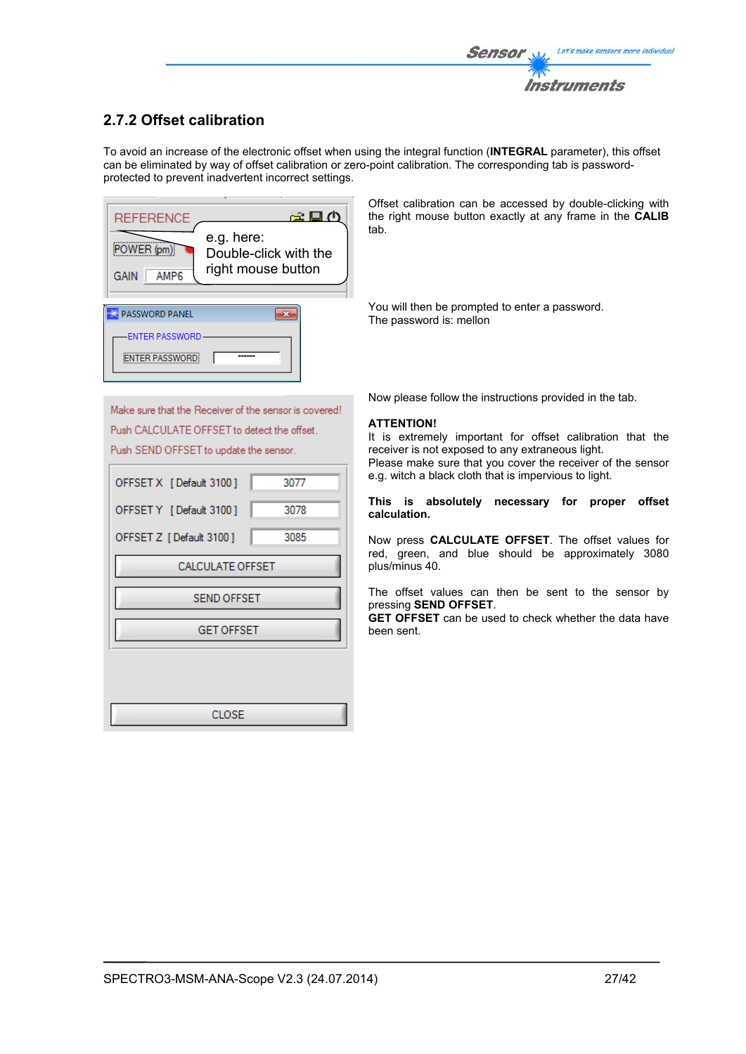## 2.7.2 Offset calibration

To avoid an increase of the electronic offset when using the integral function (**INTEGRAL** parameter), this offset can be eliminated by way of offset calibration or zero-point calibration. The corresponding tab is password-protected to prevent inadvertent incorrect settings.

Offset calibration can be accessed by double-clicking with the right mouse button exactly at any frame in the **CALIB** tab.

You will then be prompted to enter a password.
The password is: mellon

Now please follow the instructions provided in the tab.

**ATTENTION!**
It is extremely important for offset calibration that the receiver is not exposed to any extraneous light.
Please make sure that you cover the receiver of the sensor e.g. witch a black cloth that is impervious to light.

**This is absolutely necessary for proper offset calibration.**

Now press **CALCULATE OFFSET**. The offset values for red, green, and blue should be approximately 3080 plus/minus 40.

The offset values can then be sent to the sensor by pressing **SEND OFFSET**.
**GET OFFSET** can be used to check whether the data have been sent.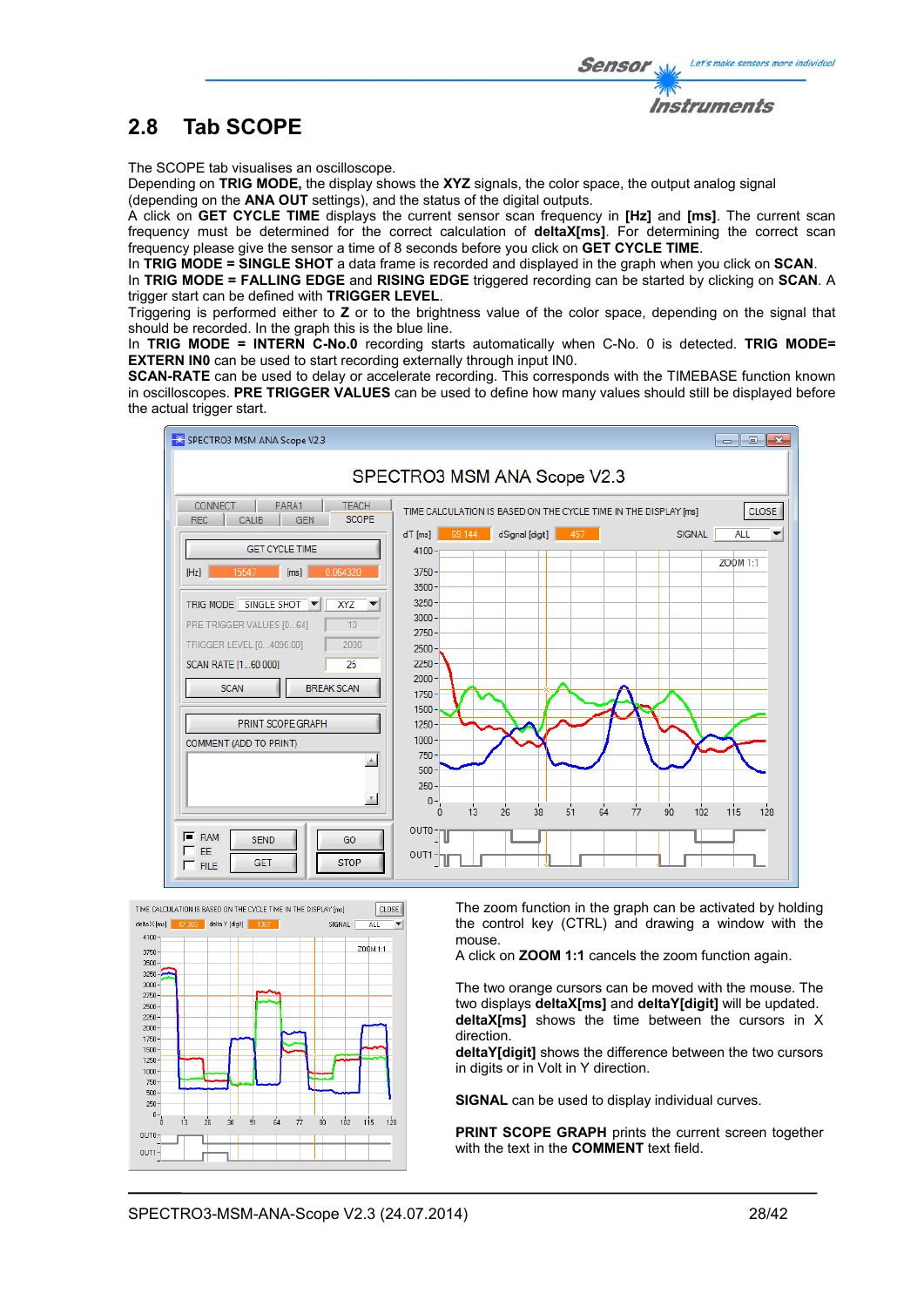## 2.8 Tab SCOPE

The SCOPE tab visualises an oscilloscope.
Depending on **TRIG MODE,** the display shows the **XYZ** signals, the color space, the output analog signal (depending on the **ANA OUT** settings), and the status of the digital outputs.
A click on **GET CYCLE TIME** displays the current sensor scan frequency in **[Hz]** and **[ms]**. The current scan frequency must be determined for the correct calculation of **deltaX[ms]**. For determining the correct scan frequency please give the sensor a time of 8 seconds before you click on **GET CYCLE TIME**.
In **TRIG MODE = SINGLE SHOT** a data frame is recorded and displayed in the graph when you click on **SCAN**.
In **TRIG MODE = FALLING EDGE** and **RISING EDGE** triggered recording can be started by clicking on **SCAN**. A trigger start can be defined with **TRIGGER LEVEL**.
Triggering is performed either to **Z** or to the brightness value of the color space, depending on the signal that should be recorded. In the graph this is the blue line.
In **TRIG MODE = INTERN C-No.0** recording starts automatically when C-No. 0 is detected. **TRIG MODE= EXTERN IN0** can be used to start recording externally through input IN0.
**SCAN-RATE** can be used to delay or accelerate recording. This corresponds with the TIMEBASE function known in oscilloscopes. **PRE TRIGGER VALUES** can be used to define how many values should still be displayed before the actual trigger start.

The zoom function in the graph can be activated by holding the control key (CTRL) and drawing a window with the mouse.
A click on **ZOOM 1:1** cancels the zoom function again.

The two orange cursors can be moved with the mouse. The two displays **deltaX[ms]** and **deltaY[digit]** will be updated.
**deltaX[ms]** shows the time between the cursors in X direction.
**deltaY[digit]** shows the difference between the two cursors in digits or in Volt in Y direction.

**SIGNAL** can be used to display individual curves.

**PRINT SCOPE GRAPH** prints the current screen together with the text in the **COMMENT** text field.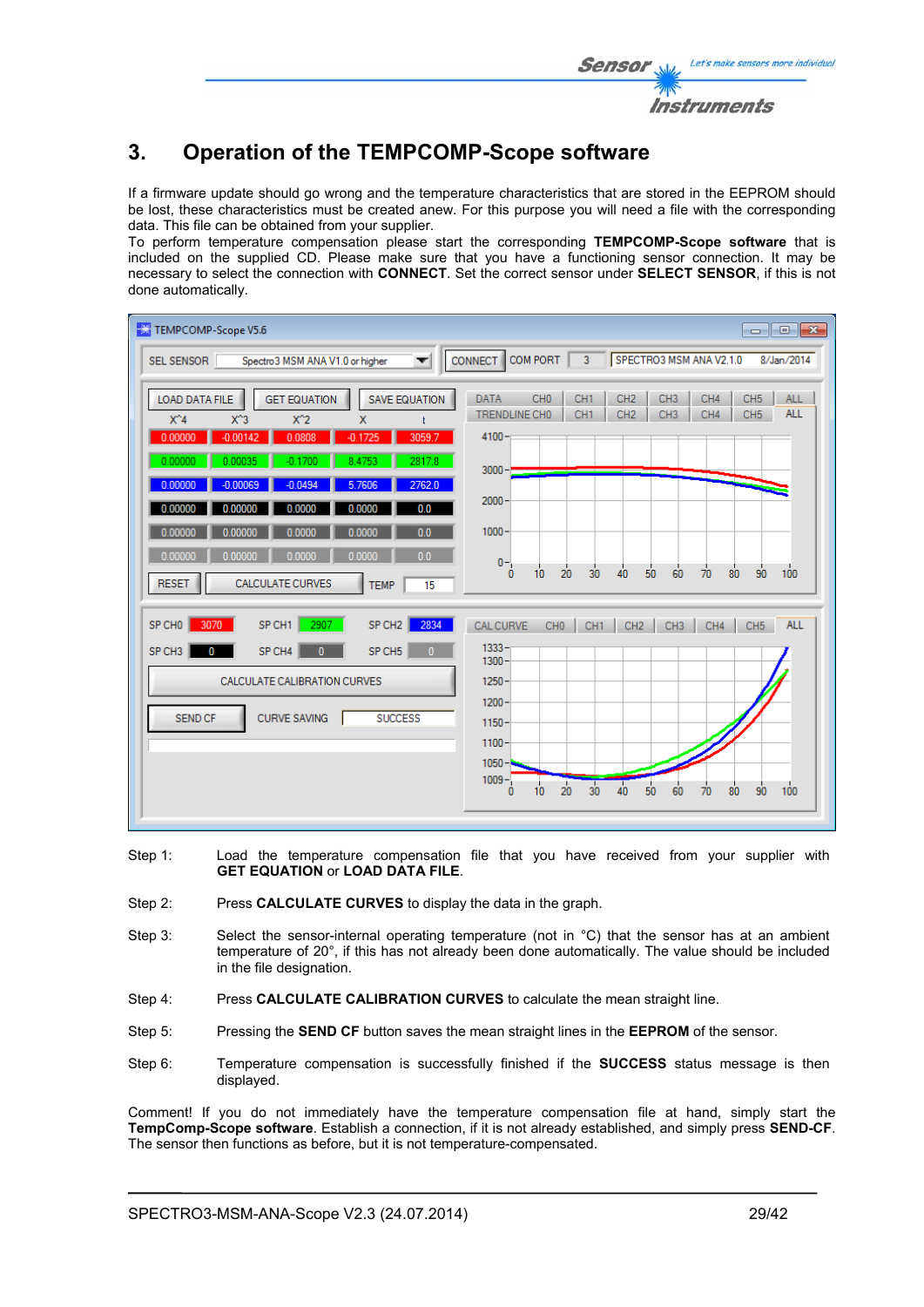# 3. Operation of the TEMPCOMP-Scope software

If a firmware update should go wrong and the temperature characteristics that are stored in the EEPROM should be lost, these characteristics must be created anew. For this purpose you will need a file with the corresponding data. This file can be obtained from your supplier.
To perform temperature compensation please start the corresponding **TEMPCOMP-Scope software** that is included on the supplied CD. Please make sure that you have a functioning sensor connection. It may be necessary to select the connection with **CONNECT**. Set the correct sensor under **SELECT SENSOR**, if this is not done automatically.

Step 1: Load the temperature compensation file that you have received from your supplier with **GET EQUATION** or **LOAD DATA FILE**.

Step 2: Press **CALCULATE CURVES** to display the data in the graph.

Step 3: Select the sensor-internal operating temperature (not in °C) that the sensor has at an ambient temperature of 20°, if this has not already been done automatically. The value should be included in the file designation.

Step 4: Press **CALCULATE CALIBRATION CURVES** to calculate the mean straight line.

Step 5: Pressing the **SEND CF** button saves the mean straight lines in the **EEPROM** of the sensor.

Step 6: Temperature compensation is successfully finished if the **SUCCESS** status message is then displayed.

Comment! If you do not immediately have the temperature compensation file at hand, simply start the **TempComp-Scope software**. Establish a connection, if it is not already established, and simply press **SEND-CF**. The sensor then functions as before, but it is not temperature-compensated.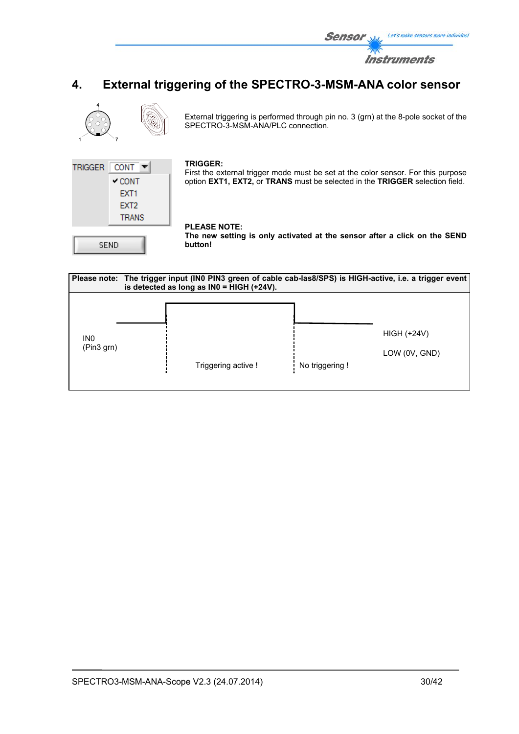# 4. External triggering of the SPECTRO-3-MSM-ANA color sensor

External triggering is performed through pin no. 3 (grn) at the 8-pole socket of the SPECTRO-3-MSM-ANA/PLC connection.

**TRIGGER:**
First the external trigger mode must be set at the color sensor. For this purpose option **EXT1, EXT2,** or **TRANS** must be selected in the **TRIGGER** selection field.

**PLEASE NOTE:**
**The new setting is only activated at the sensor after a click on the SEND button!**

**Please note:** **The trigger input (IN0 PIN3 green of cable cab-las8/SPS) is HIGH-active, i.e. a trigger event is detected as long as IN0 = HIGH (+24V).**

IN0 (Pin3 grn)

HIGH (+24V)

LOW (0V, GND)

Triggering active !

No triggering !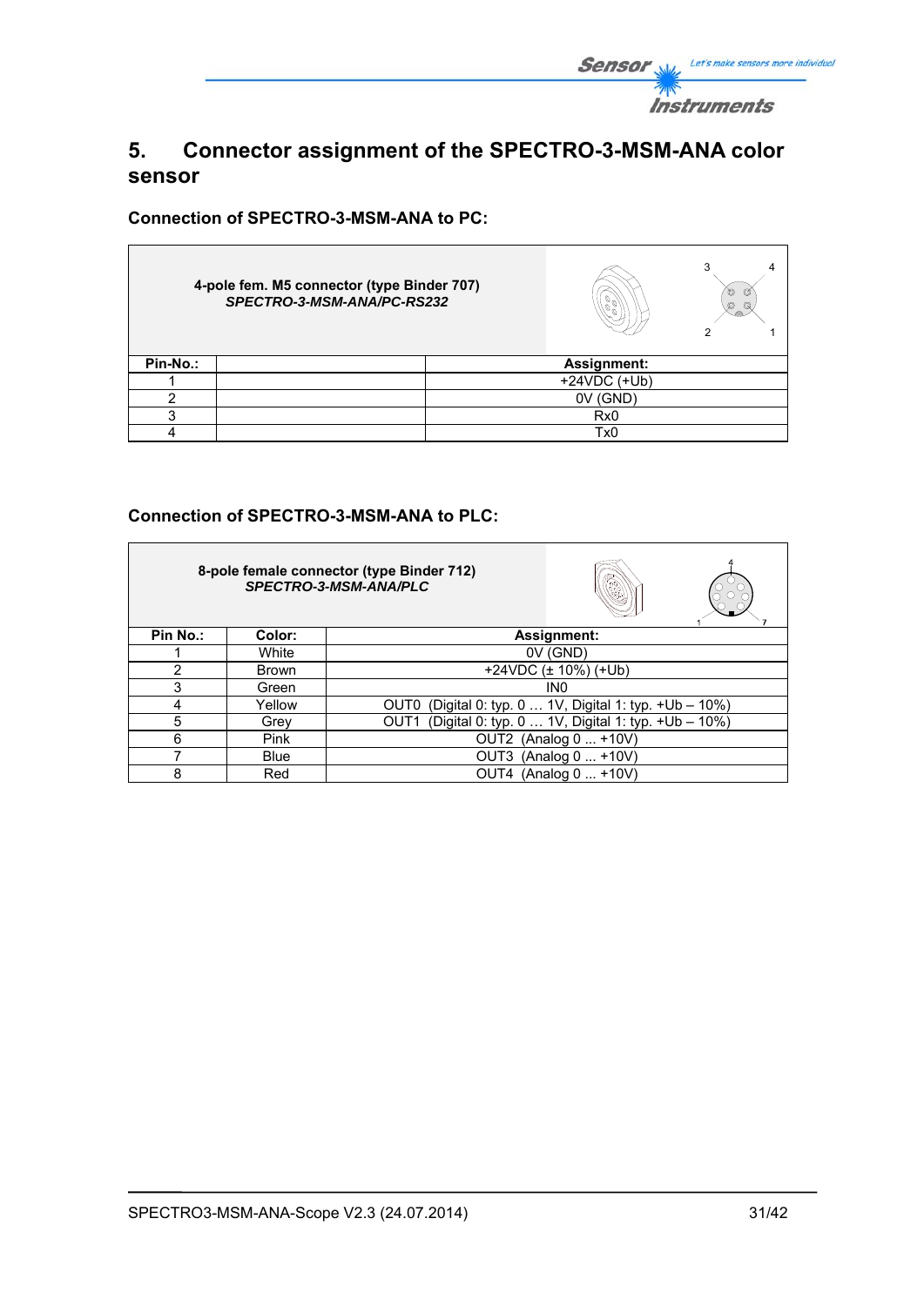# 5. Connector assignment of the SPECTRO-3-MSM-ANA color sensor

### Connection of SPECTRO-3-MSM-ANA to PC:

| 4-pole fem. M5 connector (type Binder 707) *SPECTRO-3-MSM-ANA/PC-RS232* | | |
|---|---|---|
| **Pin-No.:** | | **Assignment:** |
| 1 | | +24VDC (+Ub) |
| 2 | | 0V (GND) |
| 3 | | Rx0 |
| 4 | | Tx0 |

### Connection of SPECTRO-3-MSM-ANA to PLC:

| 8-pole female connector (type Binder 712) *SPECTRO-3-MSM-ANA/PLC* | | |
|---|---|---|
| **Pin No.:** | **Color:** | **Assignment:** |
| 1 | White | 0V (GND) |
| 2 | Brown | +24VDC (± 10%) (+Ub) |
| 3 | Green | IN0 |
| 4 | Yellow | OUT0 (Digital 0: typ. 0 … 1V, Digital 1: typ. +Ub – 10%) |
| 5 | Grey | OUT1 (Digital 0: typ. 0 … 1V, Digital 1: typ. +Ub – 10%) |
| 6 | Pink | OUT2 (Analog 0 ... +10V) |
| 7 | Blue | OUT3 (Analog 0 ... +10V) |
| 8 | Red | OUT4 (Analog 0 ... +10V) |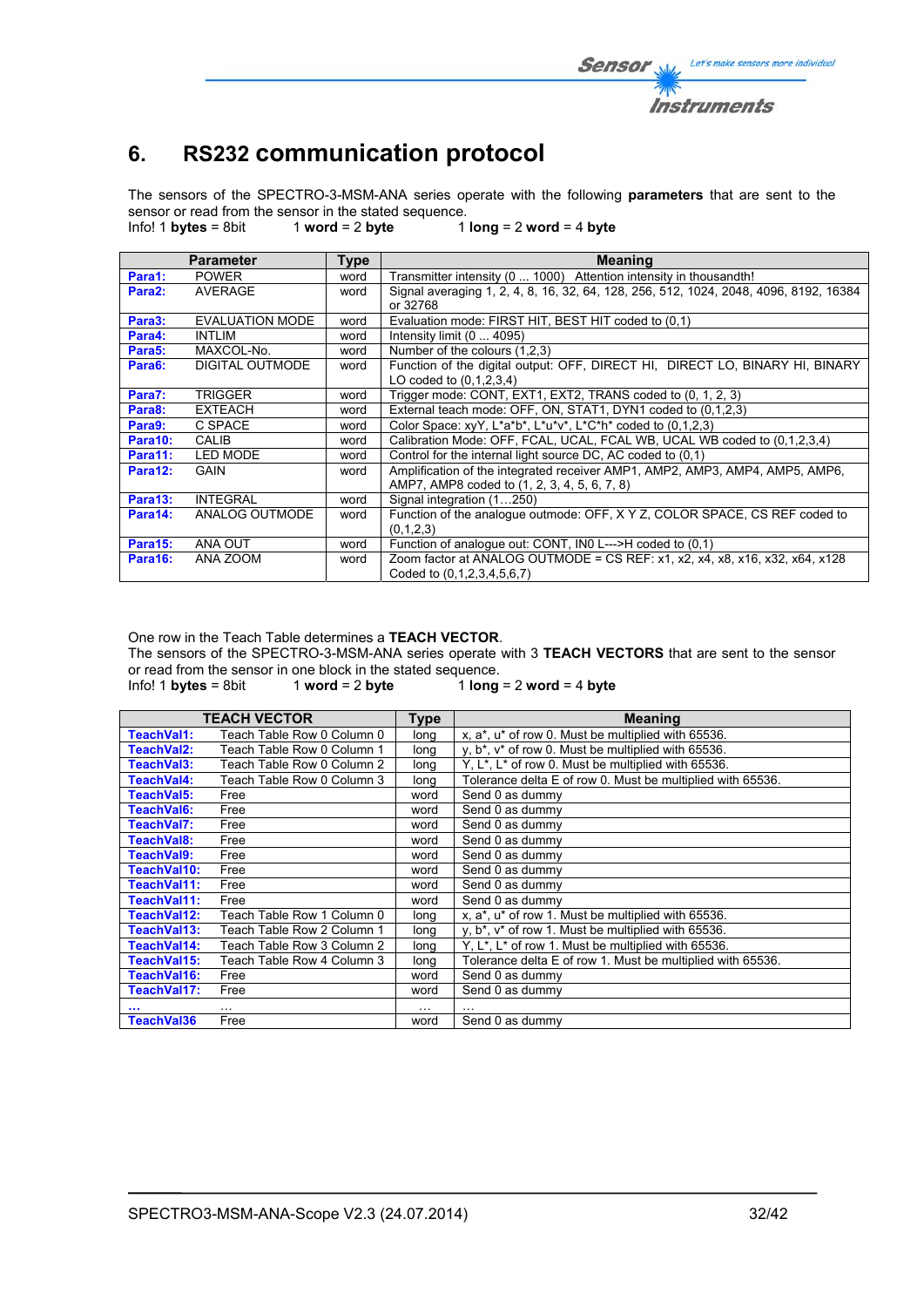# 6. RS232 communication protocol

The sensors of the SPECTRO-3-MSM-ANA series operate with the following **parameters** that are sent to the sensor or read from the sensor in the stated sequence.
Info! 1 **bytes** = 8bit 1 **word** = 2 **byte** 1 **long** = 2 **word** = 4 **byte**

| | Parameter | Type | Meaning |
|---|---|---|---|
| **Para1:** | POWER | word | Transmitter intensity (0 ... 1000) Attention intensity in thousandth! |
| **Para2:** | AVERAGE | word | Signal averaging 1, 2, 4, 8, 16, 32, 64, 128, 256, 512, 1024, 2048, 4096, 8192, 16384 or 32768 |
| **Para3:** | EVALUATION MODE | word | Evaluation mode: FIRST HIT, BEST HIT coded to (0,1) |
| **Para4:** | INTLIM | word | Intensity limit (0 ... 4095) |
| **Para5:** | MAXCOL-No. | word | Number of the colours (1,2,3) |
| **Para6:** | DIGITAL OUTMODE | word | Function of the digital output: OFF, DIRECT HI, DIRECT LO, BINARY HI, BINARY LO coded to (0,1,2,3,4) |
| **Para7:** | TRIGGER | word | Trigger mode: CONT, EXT1, EXT2, TRANS coded to (0, 1, 2, 3) |
| **Para8:** | EXTEACH | word | External teach mode: OFF, ON, STAT1, DYN1 coded to (0,1,2,3) |
| **Para9:** | C SPACE | word | Color Space: xyY, L*a*b*, L*u*v*, L*C*h* coded to (0,1,2,3) |
| **Para10:** | CALIB | word | Calibration Mode: OFF, FCAL, UCAL, FCAL WB, UCAL WB coded to (0,1,2,3,4) |
| **Para11:** | LED MODE | word | Control for the internal light source DC, AC coded to (0,1) |
| **Para12:** | GAIN | word | Amplification of the integrated receiver AMP1, AMP2, AMP3, AMP4, AMP5, AMP6, AMP7, AMP8 coded to (1, 2, 3, 4, 5, 6, 7, 8) |
| **Para13:** | INTEGRAL | word | Signal integration (1…250) |
| **Para14:** | ANALOG OUTMODE | word | Function of the analogue outmode: OFF, X Y Z, COLOR SPACE, CS REF coded to (0,1,2,3) |
| **Para15:** | ANA OUT | word | Function of analogue out: CONT, IN0 L--->H coded to (0,1) |
| **Para16:** | ANA ZOOM | word | Zoom factor at ANALOG OUTMODE = CS REF: x1, x2, x4, x8, x16, x32, x64, x128 Coded to (0,1,2,3,4,5,6,7) |

One row in the Teach Table determines a **TEACH VECTOR**.
The sensors of the SPECTRO-3-MSM-ANA series operate with 3 **TEACH VECTORS** that are sent to the sensor or read from the sensor in one block in the stated sequence.
Info! 1 **bytes** = 8bit 1 **word** = 2 **byte** 1 **long** = 2 **word** = 4 **byte**

| | TEACH VECTOR | Type | Meaning |
|---|---|---|---|
| **TeachVal1:** | Teach Table Row 0 Column 0 | long | x, a*, u* of row 0. Must be multiplied with 65536. |
| **TeachVal2:** | Teach Table Row 0 Column 1 | long | y, b*, v* of row 0. Must be multiplied with 65536. |
| **TeachVal3:** | Teach Table Row 0 Column 2 | long | Y, L*, L* of row 0. Must be multiplied with 65536. |
| **TeachVal4:** | Teach Table Row 0 Column 3 | long | Tolerance delta E of row 0. Must be multiplied with 65536. |
| **TeachVal5:** | Free | word | Send 0 as dummy |
| **TeachVal6:** | Free | word | Send 0 as dummy |
| **TeachVal7:** | Free | word | Send 0 as dummy |
| **TeachVal8:** | Free | word | Send 0 as dummy |
| **TeachVal9:** | Free | word | Send 0 as dummy |
| **TeachVal10:** | Free | word | Send 0 as dummy |
| **TeachVal11:** | Free | word | Send 0 as dummy |
| **TeachVal11:** | Free | word | Send 0 as dummy |
| **TeachVal12:** | Teach Table Row 1 Column 0 | long | x, a*, u* of row 1. Must be multiplied with 65536. |
| **TeachVal13:** | Teach Table Row 2 Column 1 | long | y, b*, v* of row 1. Must be multiplied with 65536. |
| **TeachVal14:** | Teach Table Row 3 Column 2 | long | Y, L*, L* of row 1. Must be multiplied with 65536. |
| **TeachVal15:** | Teach Table Row 4 Column 3 | long | Tolerance delta E of row 1. Must be multiplied with 65536. |
| **TeachVal16:** | Free | word | Send 0 as dummy |
| **TeachVal17:** | Free | word | Send 0 as dummy |
| **...** | … | … | … |
| **TeachVal36** | Free | word | Send 0 as dummy |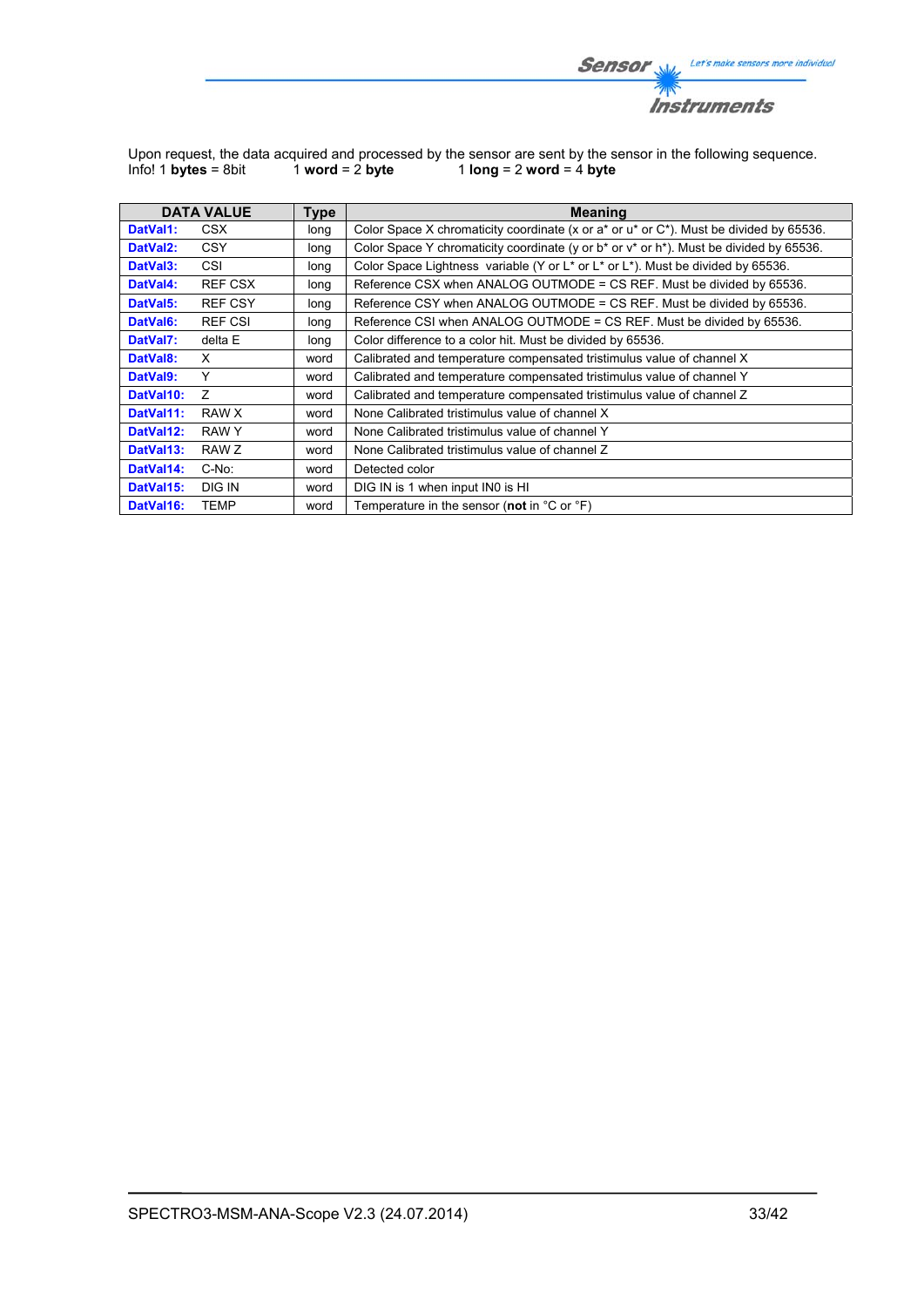Upon request, the data acquired and processed by the sensor are sent by the sensor in the following sequence.
Info! 1 **bytes** = 8bit 1 **word** = 2 **byte** 1 **long** = 2 **word** = 4 **byte**

| **DATA VALUE** | | **Type** | **Meaning** |
|---|---|---|---|
| **DatVal1:** | CSX | long | Color Space X chromaticity coordinate (x or a* or u* or C*). Must be divided by 65536. |
| **DatVal2:** | CSY | long | Color Space Y chromaticity coordinate (y or b* or v* or h*). Must be divided by 65536. |
| **DatVal3:** | CSI | long | Color Space Lightness variable (Y or L* or L* or L*). Must be divided by 65536. |
| **DatVal4:** | REF CSX | long | Reference CSX when ANALOG OUTMODE = CS REF. Must be divided by 65536. |
| **DatVal5:** | REF CSY | long | Reference CSY when ANALOG OUTMODE = CS REF. Must be divided by 65536. |
| **DatVal6:** | REF CSI | long | Reference CSI when ANALOG OUTMODE = CS REF. Must be divided by 65536. |
| **DatVal7:** | delta E | long | Color difference to a color hit. Must be divided by 65536. |
| **DatVal8:** | X | word | Calibrated and temperature compensated tristimulus value of channel X |
| **DatVal9:** | Y | word | Calibrated and temperature compensated tristimulus value of channel Y |
| **DatVal10:** | Z | word | Calibrated and temperature compensated tristimulus value of channel Z |
| **DatVal11:** | RAW X | word | None Calibrated tristimulus value of channel X |
| **DatVal12:** | RAW Y | word | None Calibrated tristimulus value of channel Y |
| **DatVal13:** | RAW Z | word | None Calibrated tristimulus value of channel Z |
| **DatVal14:** | C-No: | word | Detected color |
| **DatVal15:** | DIG IN | word | DIG IN is 1 when input IN0 is HI |
| **DatVal16:** | TEMP | word | Temperature in the sensor (**not** in °C or °F) |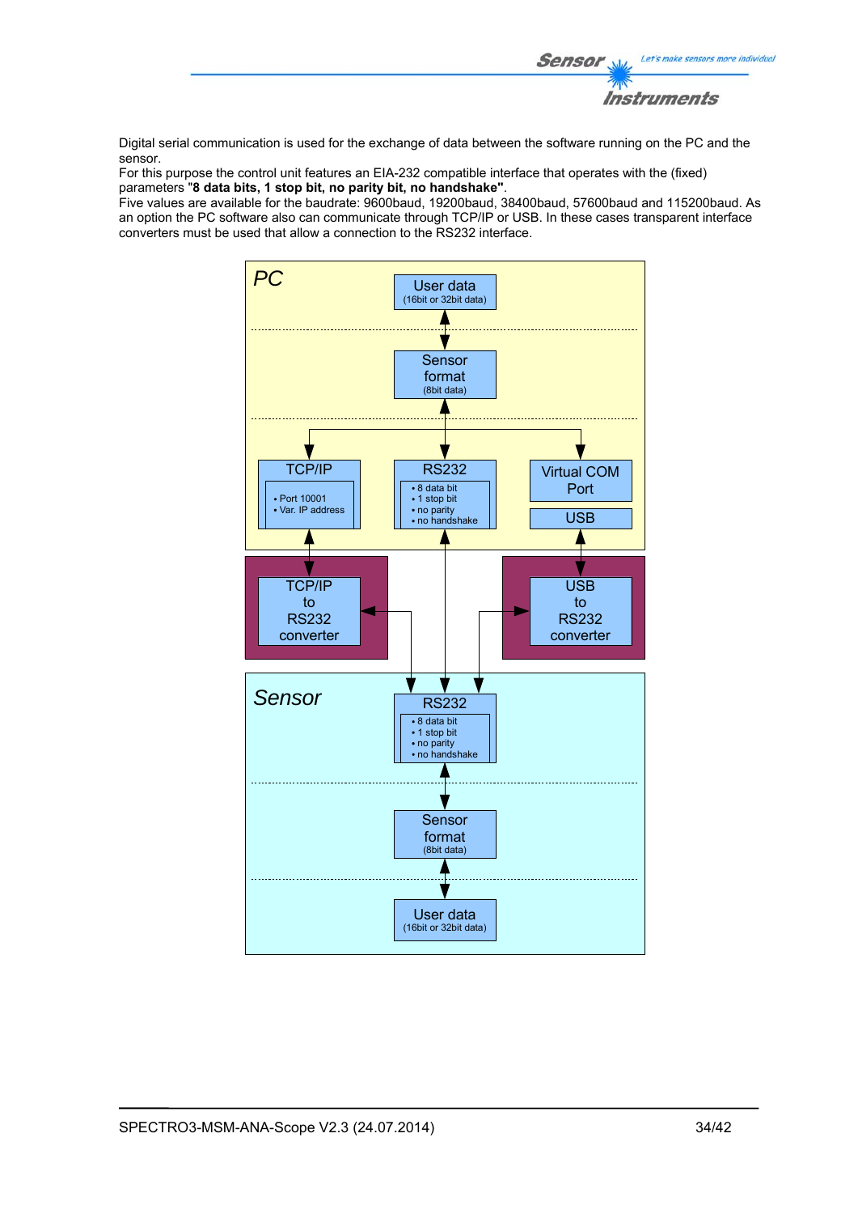Digital serial communication is used for the exchange of data between the software running on the PC and the sensor.
For this purpose the control unit features an EIA-232 compatible interface that operates with the (fixed) parameters "**8 data bits, 1 stop bit, no parity bit, no handshake"**.
Five values are available for the baudrate: 9600baud, 19200baud, 38400baud, 57600baud and 115200baud. As an option the PC software also can communicate through TCP/IP or USB. In these cases transparent interface converters must be used that allow a connection to the RS232 interface.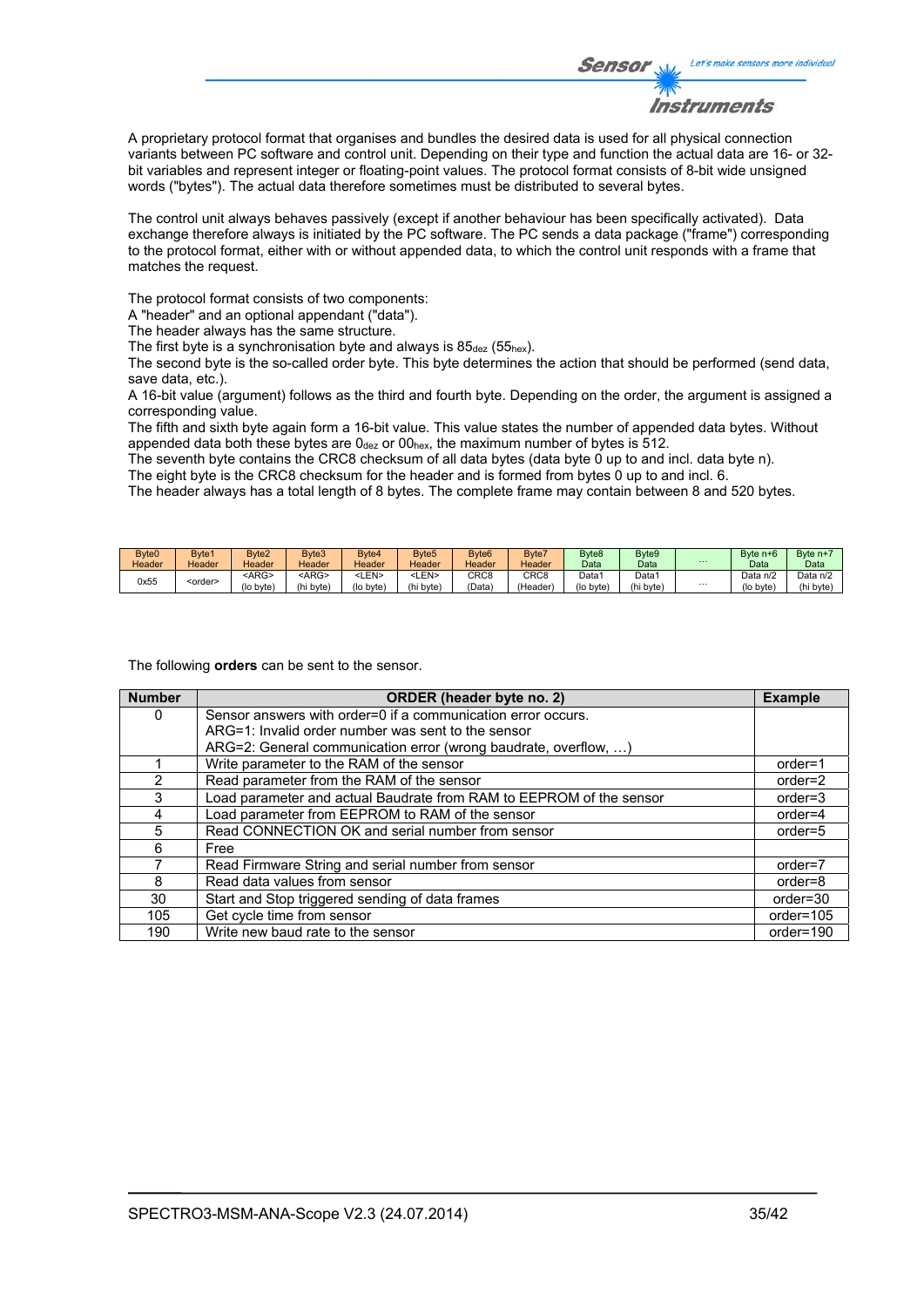A proprietary protocol format that organises and bundles the desired data is used for all physical connection variants between PC software and control unit. Depending on their type and function the actual data are 16- or 32-bit variables and represent integer or floating-point values. The protocol format consists of 8-bit wide unsigned words ("bytes"). The actual data therefore sometimes must be distributed to several bytes.

The control unit always behaves passively (except if another behaviour has been specifically activated). Data exchange therefore always is initiated by the PC software. The PC sends a data package ("frame") corresponding to the protocol format, either with or without appended data, to which the control unit responds with a frame that matches the request.

The protocol format consists of two components:
A "header" and an optional appendant ("data").
The header always has the same structure.
The first byte is a synchronisation byte and always is $85_{dez}$ ($55_{hex}$).
The second byte is the so-called order byte. This byte determines the action that should be performed (send data, save data, etc.).
A 16-bit value (argument) follows as the third and fourth byte. Depending on the order, the argument is assigned a corresponding value.
The fifth and sixth byte again form a 16-bit value. This value states the number of appended data bytes. Without appended data both these bytes are $0_{dez}$ or $00_{hex}$, the maximum number of bytes is 512.
The seventh byte contains the CRC8 checksum of all data bytes (data byte 0 up to and incl. data byte n).
The eight byte is the CRC8 checksum for the header and is formed from bytes 0 up to and incl. 6.
The header always has a total length of 8 bytes. The complete frame may contain between 8 and 520 bytes.

| Byte0 Header | Byte1 Header | Byte2 Header | Byte3 Header | Byte4 Header | Byte5 Header | Byte6 Header | Byte7 Header | Byte8 Data | Byte9 Data | ... | Byte n+6 Data | Byte n+7 Data |
|---|---|---|---|---|---|---|---|---|---|---|---|---|
| 0x55 | <order> | <ARG> (lo byte) | <ARG> (hi byte) | <LEN> (lo byte) | <LEN> (hi byte) | CRC8 (Data) | CRC8 (Header) | Data1 (lo byte) | Data1 (hi byte) | ... | Data n/2 (lo byte) | Data n/2 (hi byte) |

The following **orders** can be sent to the sensor.

| Number | ORDER (header byte no. 2) | Example |
|---|---|---|
| 0 | Sensor answers with order=0 if a communication error occurs.<br>ARG=1: Invalid order number was sent to the sensor<br>ARG=2: General communication error (wrong baudrate, overflow, …) | |
| 1 | Write parameter to the RAM of the sensor | order=1 |
| 2 | Read parameter from the RAM of the sensor | order=2 |
| 3 | Load parameter and actual Baudrate from RAM to EEPROM of the sensor | order=3 |
| 4 | Load parameter from EEPROM to RAM of the sensor | order=4 |
| 5 | Read CONNECTION OK and serial number from sensor | order=5 |
| 6 | Free | |
| 7 | Read Firmware String and serial number from sensor | order=7 |
| 8 | Read data values from sensor | order=8 |
| 30 | Start and Stop triggered sending of data frames | order=30 |
| 105 | Get cycle time from sensor | order=105 |
| 190 | Write new baud rate to the sensor | order=190 |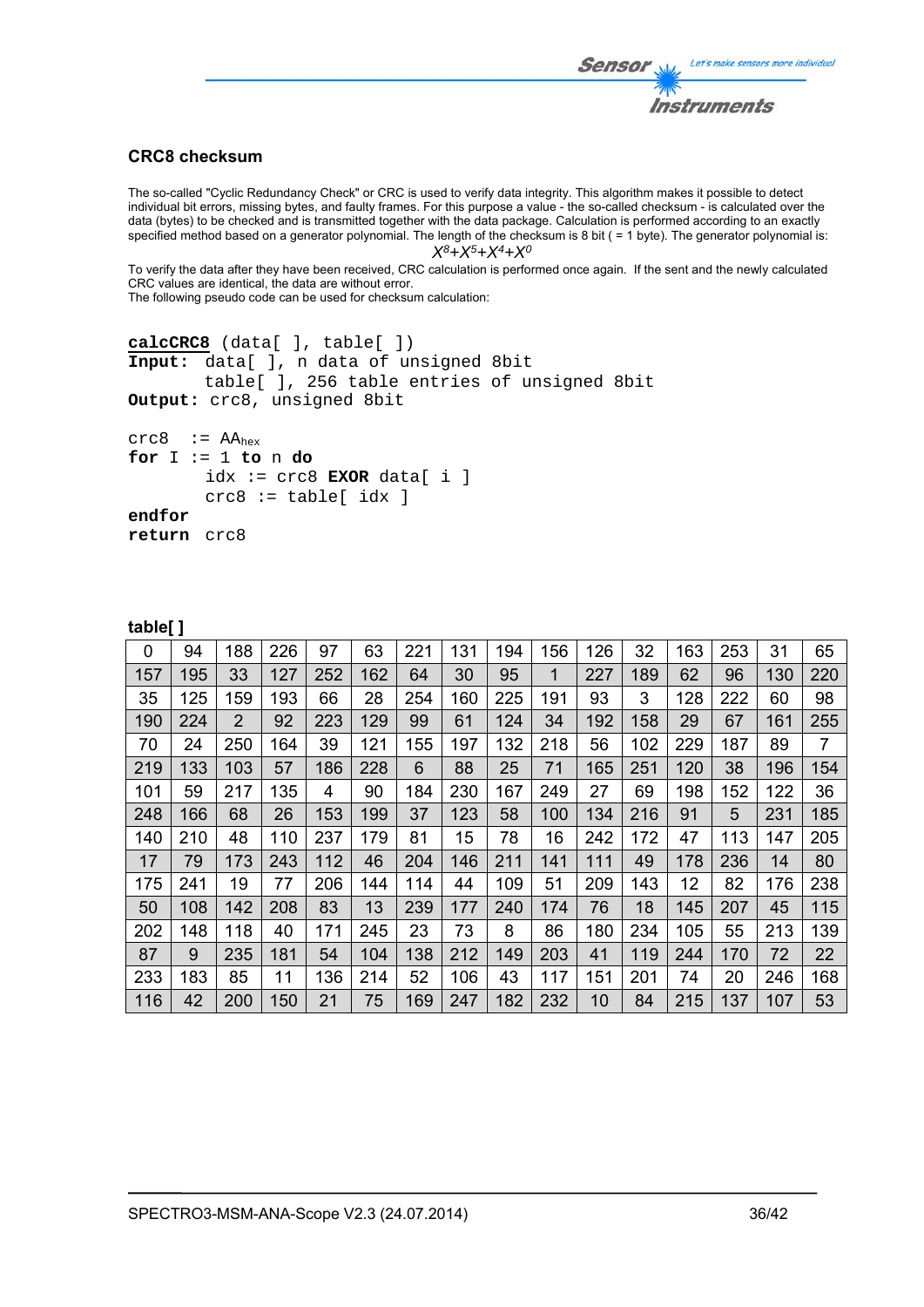## CRC8 checksum

The so-called "Cyclic Redundancy Check" or CRC is used to verify data integrity. This algorithm makes it possible to detect individual bit errors, missing bytes, and faulty frames. For this purpose a value - the so-called checksum - is calculated over the data (bytes) to be checked and is transmitted together with the data package. Calculation is performed according to an exactly specified method based on a generator polynomial. The length of the checksum is 8 bit ( = 1 byte). The generator polynomial is:

$$X^8+X^5+X^4+X^0$$

To verify the data after they have been received, CRC calculation is performed once again. If the sent and the newly calculated CRC values are identical, the data are without error.
The following pseudo code can be used for checksum calculation:

```
calcCRC8 (data[ ], table[ ])
Input:  data[ ], n data of unsigned 8bit
        table[ ], 256 table entries of unsigned 8bit
Output: crc8, unsigned 8bit

crc8  := AAhex
for I := 1 to n do
        idx := crc8 EXOR data[ i ]
        crc8 := table[ idx ]
endfor
return  crc8
```

**table[ ]**

| | | | | | | | | | | | | | | | |
|---|---|---|---|---|---|---|---|---|---|---|---|---|---|---|---|
| 0 | 94 | 188 | 226 | 97 | 63 | 221 | 131 | 194 | 156 | 126 | 32 | 163 | 253 | 31 | 65 |
| 157 | 195 | 33 | 127 | 252 | 162 | 64 | 30 | 95 | 1 | 227 | 189 | 62 | 96 | 130 | 220 |
| 35 | 125 | 159 | 193 | 66 | 28 | 254 | 160 | 225 | 191 | 93 | 3 | 128 | 222 | 60 | 98 |
| 190 | 224 | 2 | 92 | 223 | 129 | 99 | 61 | 124 | 34 | 192 | 158 | 29 | 67 | 161 | 255 |
| 70 | 24 | 250 | 164 | 39 | 121 | 155 | 197 | 132 | 218 | 56 | 102 | 229 | 187 | 89 | 7 |
| 219 | 133 | 103 | 57 | 186 | 228 | 6 | 88 | 25 | 71 | 165 | 251 | 120 | 38 | 196 | 154 |
| 101 | 59 | 217 | 135 | 4 | 90 | 184 | 230 | 167 | 249 | 27 | 69 | 198 | 152 | 122 | 36 |
| 248 | 166 | 68 | 26 | 153 | 199 | 37 | 123 | 58 | 100 | 134 | 216 | 91 | 5 | 231 | 185 |
| 140 | 210 | 48 | 110 | 237 | 179 | 81 | 15 | 78 | 16 | 242 | 172 | 47 | 113 | 147 | 205 |
| 17 | 79 | 173 | 243 | 112 | 46 | 204 | 146 | 211 | 141 | 111 | 49 | 178 | 236 | 14 | 80 |
| 175 | 241 | 19 | 77 | 206 | 144 | 114 | 44 | 109 | 51 | 209 | 143 | 12 | 82 | 176 | 238 |
| 50 | 108 | 142 | 208 | 83 | 13 | 239 | 177 | 240 | 174 | 76 | 18 | 145 | 207 | 45 | 115 |
| 202 | 148 | 118 | 40 | 171 | 245 | 23 | 73 | 8 | 86 | 180 | 234 | 105 | 55 | 213 | 139 |
| 87 | 9 | 235 | 181 | 54 | 104 | 138 | 212 | 149 | 203 | 41 | 119 | 244 | 170 | 72 | 22 |
| 233 | 183 | 85 | 11 | 136 | 214 | 52 | 106 | 43 | 117 | 151 | 201 | 74 | 20 | 246 | 168 |
| 116 | 42 | 200 | 150 | 21 | 75 | 169 | 247 | 182 | 232 | 10 | 84 | 215 | 137 | 107 | 53 |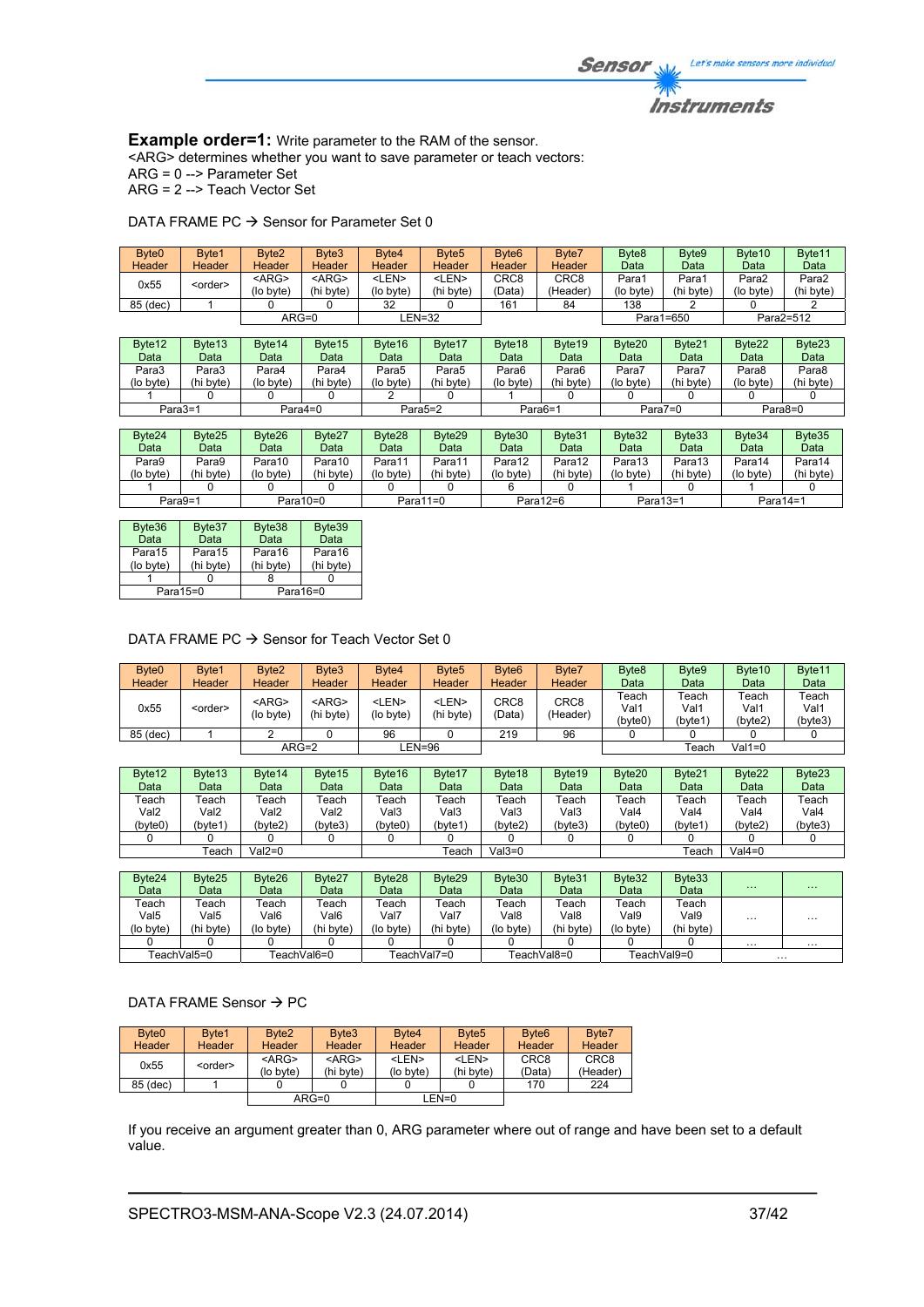**Example order=1:** Write parameter to the RAM of the sensor.
<ARG> determines whether you want to save parameter or teach vectors:
ARG = 0 --> Parameter Set
ARG = 2 --> Teach Vector Set

DATA FRAME PC → Sensor for Parameter Set 0

| Byte0 Header | Byte1 Header | Byte2 Header | Byte3 Header | Byte4 Header | Byte5 Header | Byte6 Header | Byte7 Header | Byte8 Data | Byte9 Data | Byte10 Data | Byte11 Data |
|---|---|---|---|---|---|---|---|---|---|---|---|
| 0x55 | <order> | <ARG> (lo byte) | <ARG> (hi byte) | <LEN> (lo byte) | <LEN> (hi byte) | CRC8 (Data) | CRC8 (Header) | Para1 (lo byte) | Para1 (hi byte) | Para2 (lo byte) | Para2 (hi byte) |
| 85 (dec) | 1 | 0 | 0 | 32 | 0 | 161 | 84 | 138 | 2 | 0 | 2 |
| | | ARG=0 | | LEN=32 | | | | Para1=650 | | Para2=512 | |

| Byte12 Data | Byte13 Data | Byte14 Data | Byte15 Data | Byte16 Data | Byte17 Data | Byte18 Data | Byte19 Data | Byte20 Data | Byte21 Data | Byte22 Data | Byte23 Data |
|---|---|---|---|---|---|---|---|---|---|---|---|
| Para3 (lo byte) | Para3 (hi byte) | Para4 (lo byte) | Para4 (hi byte) | Para5 (lo byte) | Para5 (hi byte) | Para6 (lo byte) | Para6 (hi byte) | Para7 (lo byte) | Para7 (hi byte) | Para8 (lo byte) | Para8 (hi byte) |
| 1 | 0 | 0 | 0 | 2 | 0 | 1 | 0 | 0 | 0 | 0 | 0 |
| Para3=1 | | Para4=0 | | Para5=2 | | Para6=1 | | Para7=0 | | Para8=0 | |

| Byte24 Data | Byte25 Data | Byte26 Data | Byte27 Data | Byte28 Data | Byte29 Data | Byte30 Data | Byte31 Data | Byte32 Data | Byte33 Data | Byte34 Data | Byte35 Data |
|---|---|---|---|---|---|---|---|---|---|---|---|
| Para9 (lo byte) | Para9 (hi byte) | Para10 (lo byte) | Para10 (hi byte) | Para11 (lo byte) | Para11 (hi byte) | Para12 (lo byte) | Para12 (hi byte) | Para13 (lo byte) | Para13 (hi byte) | Para14 (lo byte) | Para14 (hi byte) |
| 1 | 0 | 0 | 0 | 0 | 0 | 6 | 0 | 1 | 0 | 1 | 0 |
| Para9=1 | | Para10=0 | | Para11=0 | | Para12=6 | | Para13=1 | | Para14=1 | |

| Byte36 Data | Byte37 Data | Byte38 Data | Byte39 Data |
|---|---|---|---|
| Para15 (lo byte) | Para15 (hi byte) | Para16 (hi byte) | Para16 (hi byte) |
| 1 | 0 | 8 | 0 |
| Para15=0 | | Para16=0 | |

DATA FRAME PC → Sensor for Teach Vector Set 0

| Byte0 Header | Byte1 Header | Byte2 Header | Byte3 Header | Byte4 Header | Byte5 Header | Byte6 Header | Byte7 Header | Byte8 Data | Byte9 Data | Byte10 Data | Byte11 Data |
|---|---|---|---|---|---|---|---|---|---|---|---|
| 0x55 | <order> | <ARG> (lo byte) | <ARG> (hi byte) | <LEN> (lo byte) | <LEN> (hi byte) | CRC8 (Data) | CRC8 (Header) | Teach Val1 (byte0) | Teach Val1 (byte1) | Teach Val1 (byte2) | Teach Val1 (byte3) |
| 85 (dec) | 1 | 2 | 0 | 96 | 0 | 219 | 96 | 0 | 0 | 0 | 0 |
| | | ARG=2 | | LEN=96 | | | | Teach Val1=0 | | | |

| Byte12 Data | Byte13 Data | Byte14 Data | Byte15 Data | Byte16 Data | Byte17 Data | Byte18 Data | Byte19 Data | Byte20 Data | Byte21 Data | Byte22 Data | Byte23 Data |
|---|---|---|---|---|---|---|---|---|---|---|---|
| Teach Val2 (byte0) | Teach Val2 (byte1) | Teach Val2 (byte2) | Teach Val2 (byte3) | Teach Val3 (byte0) | Teach Val3 (byte1) | Teach Val3 (byte2) | Teach Val3 (byte3) | Teach Val4 (byte0) | Teach Val4 (byte1) | Teach Val4 (byte2) | Teach Val4 (byte3) |
| 0 | 0 | 0 | 0 | 0 | 0 | 0 | 0 | 0 | 0 | 0 | 0 |
| Teach Val2=0 | | | | Teach Val3=0 | | | | Teach Val4=0 | | | |

| Byte24 Data | Byte25 Data | Byte26 Data | Byte27 Data | Byte28 Data | Byte29 Data | Byte30 Data | Byte31 Data | Byte32 Data | Byte33 Data | ... | ... |
|---|---|---|---|---|---|---|---|---|---|---|---|
| Teach Val5 (lo byte) | Teach Val5 (hi byte) | Teach Val6 (lo byte) | Teach Val6 (hi byte) | Teach Val7 (lo byte) | Teach Val7 (hi byte) | Teach Val8 (lo byte) | Teach Val8 (hi byte) | Teach Val9 (lo byte) | Teach Val9 (hi byte) | ... | ... |
| 0 | 0 | 0 | 0 | 0 | 0 | 0 | 0 | 0 | 0 | ... | ... |
| TeachVal5=0 | | TeachVal6=0 | | TeachVal7=0 | | TeachVal8=0 | | TeachVal9=0 | | ... | |

DATA FRAME Sensor → PC

| Byte0 Header | Byte1 Header | Byte2 Header | Byte3 Header | Byte4 Header | Byte5 Header | Byte6 Header | Byte7 Header |
|---|---|---|---|---|---|---|---|
| 0x55 | <order> | <ARG> (lo byte) | <ARG> (hi byte) | <LEN> (lo byte) | <LEN> (hi byte) | CRC8 (Data) | CRC8 (Header) |
| 85 (dec) | 1 | 0 | 0 | 0 | 0 | 170 | 224 |
| | | ARG=0 | | LEN=0 | | | |

If you receive an argument greater than 0, ARG parameter where out of range and have been set to a default value.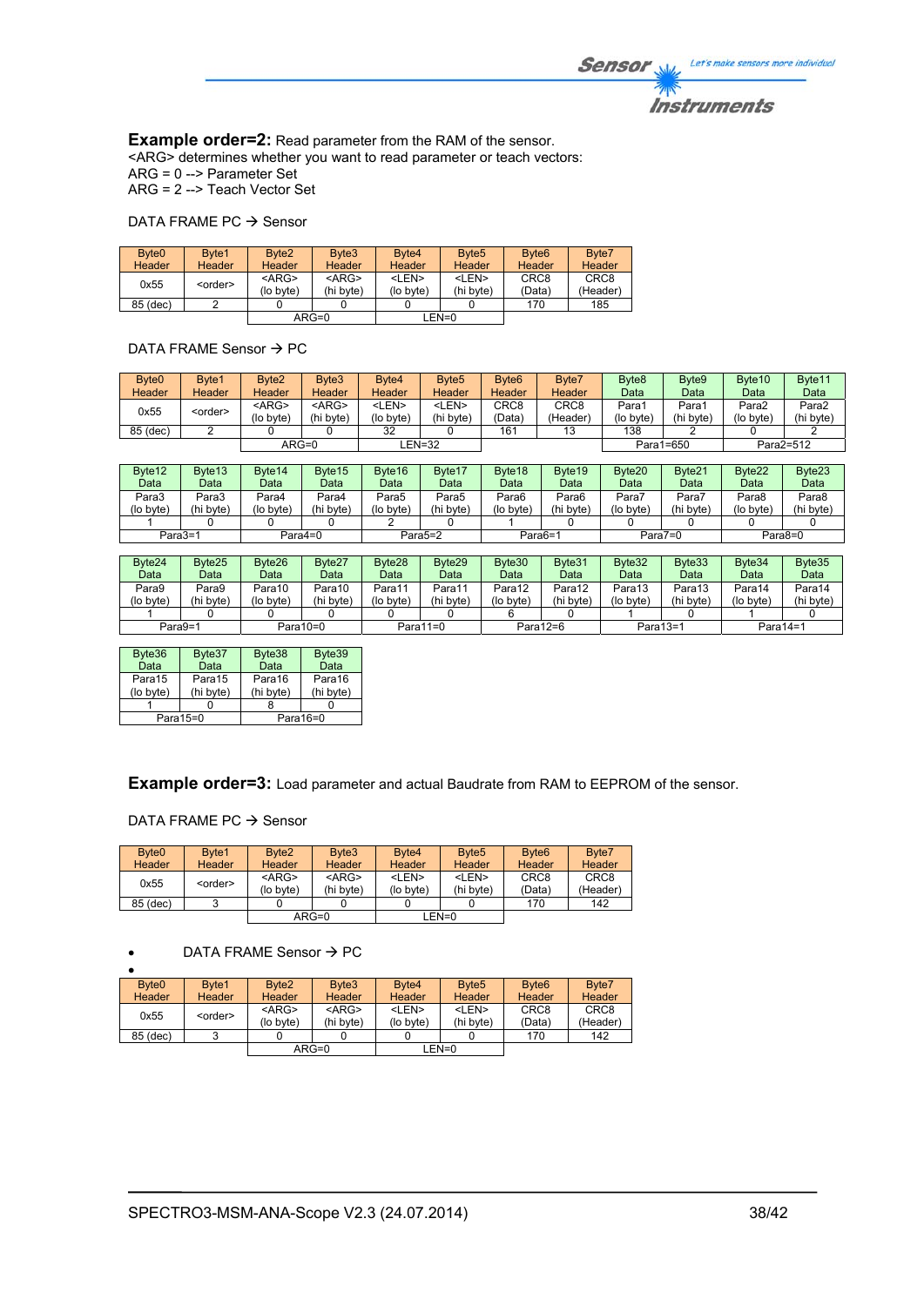**Example order=2:** Read parameter from the RAM of the sensor.
<ARG> determines whether you want to read parameter or teach vectors:
ARG = 0 --> Parameter Set
ARG = 2 --> Teach Vector Set

DATA FRAME PC → Sensor

| Byte0 Header | Byte1 Header | Byte2 Header | Byte3 Header | Byte4 Header | Byte5 Header | Byte6 Header | Byte7 Header |
|---|---|---|---|---|---|---|---|
| 0x55 | <order> | <ARG> (lo byte) | <ARG> (hi byte) | <LEN> (lo byte) | <LEN> (hi byte) | CRC8 (Data) | CRC8 (Header) |
| 85 (dec) | 2 | 0 | 0 | 0 | 0 | 170 | 185 |
| | | ARG=0 | | LEN=0 | | | |

DATA FRAME Sensor → PC

| Byte0 Header | Byte1 Header | Byte2 Header | Byte3 Header | Byte4 Header | Byte5 Header | Byte6 Header | Byte7 Header | Byte8 Data | Byte9 Data | Byte10 Data | Byte11 Data |
|---|---|---|---|---|---|---|---|---|---|---|---|
| 0x55 | <order> | <ARG> (lo byte) | <ARG> (hi byte) | <LEN> (lo byte) | <LEN> (hi byte) | CRC8 (Data) | CRC8 (Header) | Para1 (lo byte) | Para1 (hi byte) | Para2 (lo byte) | Para2 (hi byte) |
| 85 (dec) | 2 | 0 | 0 | 32 | 0 | 161 | 13 | 138 | 2 | 0 | 2 |
| | | ARG=0 | | LEN=32 | | | | Para1=650 | | Para2=512 | |

| Byte12 Data | Byte13 Data | Byte14 Data | Byte15 Data | Byte16 Data | Byte17 Data | Byte18 Data | Byte19 Data | Byte20 Data | Byte21 Data | Byte22 Data | Byte23 Data |
|---|---|---|---|---|---|---|---|---|---|---|---|
| Para3 (lo byte) | Para3 (hi byte) | Para4 (lo byte) | Para4 (hi byte) | Para5 (lo byte) | Para5 (hi byte) | Para6 (lo byte) | Para6 (hi byte) | Para7 (lo byte) | Para7 (hi byte) | Para8 (lo byte) | Para8 (hi byte) |
| 1 | 0 | 0 | 0 | 2 | 0 | 1 | 0 | 0 | 0 | 0 | 0 |
| Para3=1 | | Para4=0 | | Para5=2 | | Para6=1 | | Para7=0 | | Para8=0 | |

| Byte24 Data | Byte25 Data | Byte26 Data | Byte27 Data | Byte28 Data | Byte29 Data | Byte30 Data | Byte31 Data | Byte32 Data | Byte33 Data | Byte34 Data | Byte35 Data |
|---|---|---|---|---|---|---|---|---|---|---|---|
| Para9 (lo byte) | Para9 (hi byte) | Para10 (lo byte) | Para10 (hi byte) | Para11 (lo byte) | Para11 (hi byte) | Para12 (lo byte) | Para12 (hi byte) | Para13 (lo byte) | Para13 (hi byte) | Para14 (lo byte) | Para14 (hi byte) |
| 1 | 0 | 0 | 0 | 0 | 0 | 6 | 0 | 1 | 0 | 1 | 0 |
| Para9=1 | | Para10=0 | | Para11=0 | | Para12=6 | | Para13=1 | | Para14=1 | |

| Byte36 Data | Byte37 Data | Byte38 Data | Byte39 Data |
|---|---|---|---|
| Para15 (lo byte) | Para15 (hi byte) | Para16 (hi byte) | Para16 (hi byte) |
| 1 | 0 | 8 | 0 |
| Para15=0 | | Para16=0 | |

**Example order=3:** Load parameter and actual Baudrate from RAM to EEPROM of the sensor.

DATA FRAME PC → Sensor

| Byte0 Header | Byte1 Header | Byte2 Header | Byte3 Header | Byte4 Header | Byte5 Header | Byte6 Header | Byte7 Header |
|---|---|---|---|---|---|---|---|
| 0x55 | <order> | <ARG> (lo byte) | <ARG> (hi byte) | <LEN> (lo byte) | <LEN> (hi byte) | CRC8 (Data) | CRC8 (Header) |
| 85 (dec) | 3 | 0 | 0 | 0 | 0 | 170 | 142 |
| | | ARG=0 | | LEN=0 | | | |

- DATA FRAME Sensor → PC
-

| Byte0 Header | Byte1 Header | Byte2 Header | Byte3 Header | Byte4 Header | Byte5 Header | Byte6 Header | Byte7 Header |
|---|---|---|---|---|---|---|---|
| 0x55 | <order> | <ARG> (lo byte) | <ARG> (hi byte) | <LEN> (lo byte) | <LEN> (hi byte) | CRC8 (Data) | CRC8 (Header) |
| 85 (dec) | 3 | 0 | 0 | 0 | 0 | 170 | 142 |
| | | ARG=0 | | LEN=0 | | | |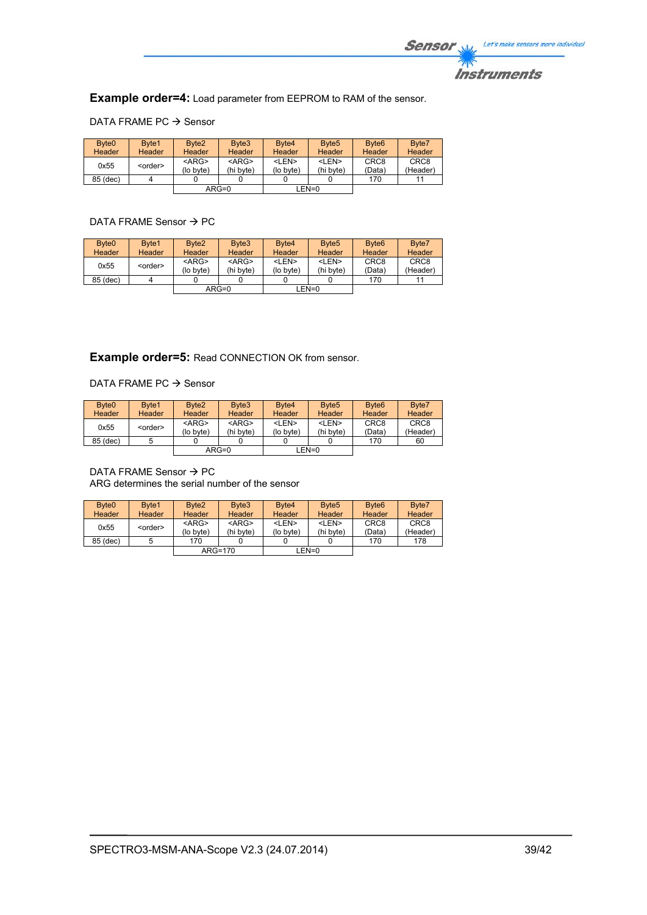**Example order=4:** Load parameter from EEPROM to RAM of the sensor.

DATA FRAME PC → Sensor

| Byte0 Header | Byte1 Header | Byte2 Header | Byte3 Header | Byte4 Header | Byte5 Header | Byte6 Header | Byte7 Header |
|---|---|---|---|---|---|---|---|
| 0x55 | <order> | <ARG> (lo byte) | <ARG> (hi byte) | <LEN> (lo byte) | <LEN> (hi byte) | CRC8 (Data) | CRC8 (Header) |
| 85 (dec) | 4 | 0 | 0 | 0 | 0 | 170 | 11 |
| | | ARG=0 | | LEN=0 | | | |

DATA FRAME Sensor → PC

| Byte0 Header | Byte1 Header | Byte2 Header | Byte3 Header | Byte4 Header | Byte5 Header | Byte6 Header | Byte7 Header |
|---|---|---|---|---|---|---|---|
| 0x55 | <order> | <ARG> (lo byte) | <ARG> (hi byte) | <LEN> (lo byte) | <LEN> (hi byte) | CRC8 (Data) | CRC8 (Header) |
| 85 (dec) | 4 | 0 | 0 | 0 | 0 | 170 | 11 |
| | | ARG=0 | | LEN=0 | | | |

**Example order=5:** Read CONNECTION OK from sensor.

DATA FRAME PC → Sensor

| Byte0 Header | Byte1 Header | Byte2 Header | Byte3 Header | Byte4 Header | Byte5 Header | Byte6 Header | Byte7 Header |
|---|---|---|---|---|---|---|---|
| 0x55 | <order> | <ARG> (lo byte) | <ARG> (hi byte) | <LEN> (lo byte) | <LEN> (hi byte) | CRC8 (Data) | CRC8 (Header) |
| 85 (dec) | 5 | 0 | 0 | 0 | 0 | 170 | 60 |
| | | ARG=0 | | LEN=0 | | | |

DATA FRAME Sensor → PC
ARG determines the serial number of the sensor

| Byte0 Header | Byte1 Header | Byte2 Header | Byte3 Header | Byte4 Header | Byte5 Header | Byte6 Header | Byte7 Header |
|---|---|---|---|---|---|---|---|
| 0x55 | <order> | <ARG> (lo byte) | <ARG> (hi byte) | <LEN> (lo byte) | <LEN> (hi byte) | CRC8 (Data) | CRC8 (Header) |
| 85 (dec) | 5 | 170 | 0 | 0 | 0 | 170 | 178 |
| | | ARG=170 | | LEN=0 | | | |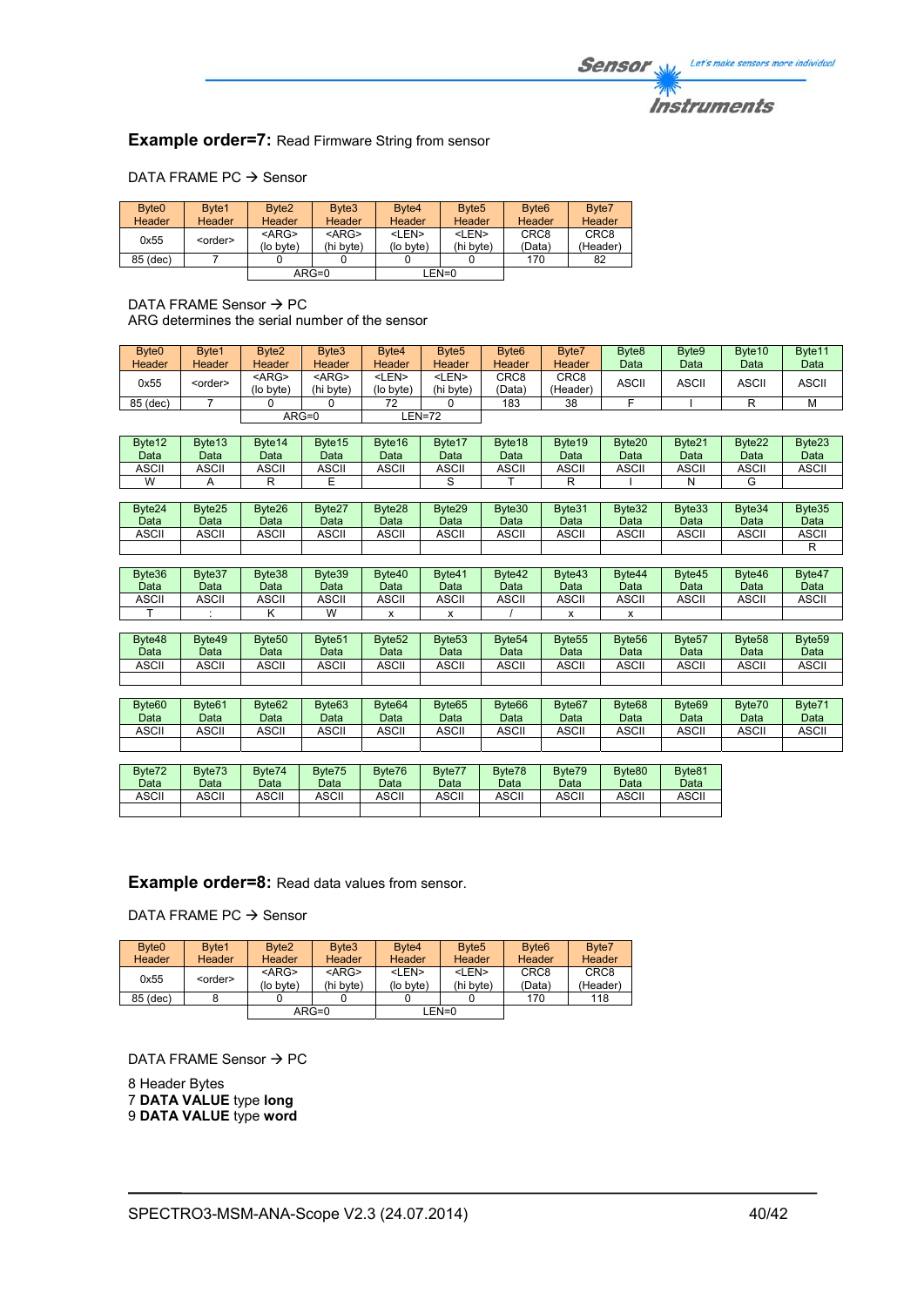**Example order=7:** Read Firmware String from sensor

DATA FRAME PC → Sensor

| Byte0 Header | Byte1 Header | Byte2 Header | Byte3 Header | Byte4 Header | Byte5 Header | Byte6 Header | Byte7 Header |
|---|---|---|---|---|---|---|---|
| 0x55 | <order> | <ARG> (lo byte) | <ARG> (hi byte) | <LEN> (lo byte) | <LEN> (hi byte) | CRC8 (Data) | CRC8 (Header) |
| 85 (dec) | 7 | 0 | 0 | 0 | 0 | 170 | 82 |
| | | ARG=0 | | LEN=0 | | | |

DATA FRAME Sensor → PC
ARG determines the serial number of the sensor

| Byte0 Header | Byte1 Header | Byte2 Header | Byte3 Header | Byte4 Header | Byte5 Header | Byte6 Header | Byte7 Header | Byte8 Data | Byte9 Data | Byte10 Data | Byte11 Data |
|---|---|---|---|---|---|---|---|---|---|---|---|
| 0x55 | <order> | <ARG> (lo byte) | <ARG> (hi byte) | <LEN> (lo byte) | <LEN> (hi byte) | CRC8 (Data) | CRC8 (Header) | ASCII | ASCII | ASCII | ASCII |
| 85 (dec) | 7 | 0 | 0 | 72 | 0 | 183 | 38 | F | I | R | M |
| | | ARG=0 | | LEN=72 | | | | | | | |

| Byte12 Data | Byte13 Data | Byte14 Data | Byte15 Data | Byte16 Data | Byte17 Data | Byte18 Data | Byte19 Data | Byte20 Data | Byte21 Data | Byte22 Data | Byte23 Data |
|---|---|---|---|---|---|---|---|---|---|---|---|
| ASCII | ASCII | ASCII | ASCII | ASCII | ASCII | ASCII | ASCII | ASCII | ASCII | ASCII | ASCII |
| W | A | R | E | | S | T | R | I | N | G | |

| Byte24 Data | Byte25 Data | Byte26 Data | Byte27 Data | Byte28 Data | Byte29 Data | Byte30 Data | Byte31 Data | Byte32 Data | Byte33 Data | Byte34 Data | Byte35 Data |
|---|---|---|---|---|---|---|---|---|---|---|---|
| ASCII | ASCII | ASCII | ASCII | ASCII | ASCII | ASCII | ASCII | ASCII | ASCII | ASCII | ASCII |
| | | | | | | | | | | | R |

| Byte36 Data | Byte37 Data | Byte38 Data | Byte39 Data | Byte40 Data | Byte41 Data | Byte42 Data | Byte43 Data | Byte44 Data | Byte45 Data | Byte46 Data | Byte47 Data |
|---|---|---|---|---|---|---|---|---|---|---|---|
| ASCII | ASCII | ASCII | ASCII | ASCII | ASCII | ASCII | ASCII | ASCII | ASCII | ASCII | ASCII |
| T | : | K | W | x | x | / | x | x | | | |

| Byte48 Data | Byte49 Data | Byte50 Data | Byte51 Data | Byte52 Data | Byte53 Data | Byte54 Data | Byte55 Data | Byte56 Data | Byte57 Data | Byte58 Data | Byte59 Data |
|---|---|---|---|---|---|---|---|---|---|---|---|
| ASCII | ASCII | ASCII | ASCII | ASCII | ASCII | ASCII | ASCII | ASCII | ASCII | ASCII | ASCII |
| | | | | | | | | | | | |

| Byte60 Data | Byte61 Data | Byte62 Data | Byte63 Data | Byte64 Data | Byte65 Data | Byte66 Data | Byte67 Data | Byte68 Data | Byte69 Data | Byte70 Data | Byte71 Data |
|---|---|---|---|---|---|---|---|---|---|---|---|
| ASCII | ASCII | ASCII | ASCII | ASCII | ASCII | ASCII | ASCII | ASCII | ASCII | ASCII | ASCII |
| | | | | | | | | | | | |

| Byte72 Data | Byte73 Data | Byte74 Data | Byte75 Data | Byte76 Data | Byte77 Data | Byte78 Data | Byte79 Data | Byte80 Data | Byte81 Data |
|---|---|---|---|---|---|---|---|---|---|
| ASCII | ASCII | ASCII | ASCII | ASCII | ASCII | ASCII | ASCII | ASCII | ASCII |
| | | | | | | | | | |

**Example order=8:** Read data values from sensor.

DATA FRAME PC → Sensor

| Byte0 Header | Byte1 Header | Byte2 Header | Byte3 Header | Byte4 Header | Byte5 Header | Byte6 Header | Byte7 Header |
|---|---|---|---|---|---|---|---|
| 0x55 | <order> | <ARG> (lo byte) | <ARG> (hi byte) | <LEN> (lo byte) | <LEN> (hi byte) | CRC8 (Data) | CRC8 (Header) |
| 85 (dec) | 8 | 0 | 0 | 0 | 0 | 170 | 118 |
| | | ARG=0 | | LEN=0 | | | |

DATA FRAME Sensor → PC

8 Header Bytes
7 **DATA VALUE** type **long**
9 **DATA VALUE** type **word**

SPECTRO3-MSM-ANA-Scope V2.3 (24.07.2014)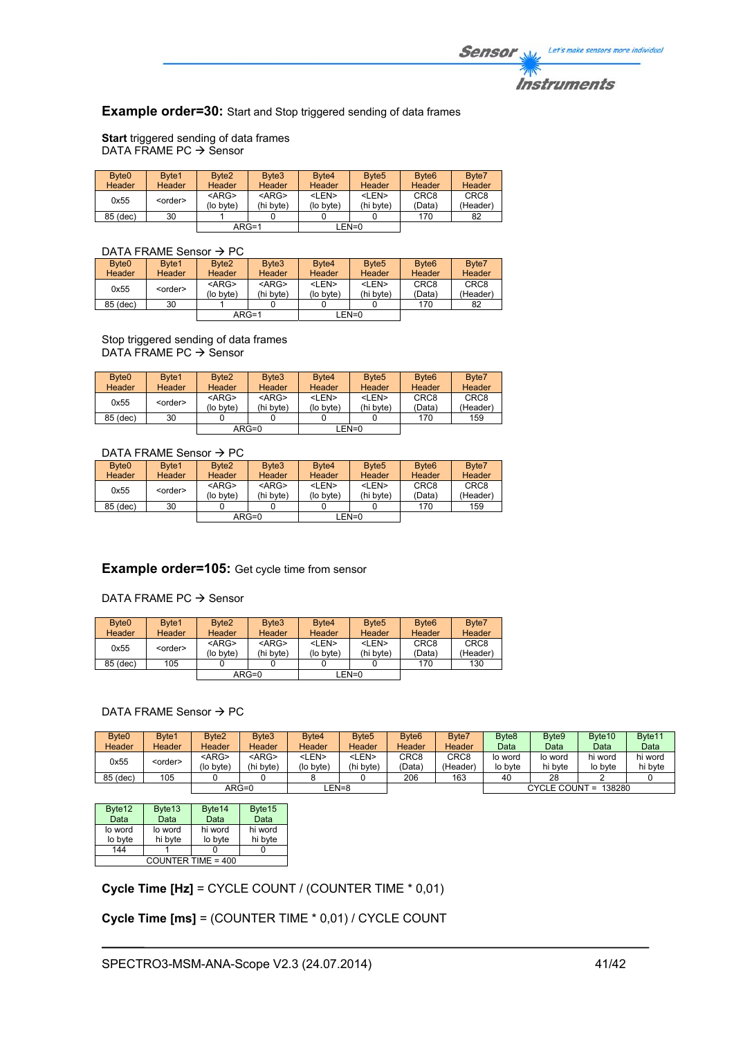## Example order=30: Start and Stop triggered sending of data frames

**Start** triggered sending of data frames
DATA FRAME PC → Sensor

| Byte0 Header | Byte1 Header | Byte2 Header | Byte3 Header | Byte4 Header | Byte5 Header | Byte6 Header | Byte7 Header |
|---|---|---|---|---|---|---|---|
| 0x55 | <order> | <ARG> (lo byte) | <ARG> (hi byte) | <LEN> (lo byte) | <LEN> (hi byte) | CRC8 (Data) | CRC8 (Header) |
| 85 (dec) | 30 | 1 | 0 | 0 | 0 | 170 | 82 |
| | | ARG=1 | | LEN=0 | | | |

DATA FRAME Sensor → PC

| Byte0 Header | Byte1 Header | Byte2 Header | Byte3 Header | Byte4 Header | Byte5 Header | Byte6 Header | Byte7 Header |
|---|---|---|---|---|---|---|---|
| 0x55 | <order> | <ARG> (lo byte) | <ARG> (hi byte) | <LEN> (lo byte) | <LEN> (hi byte) | CRC8 (Data) | CRC8 (Header) |
| 85 (dec) | 30 | 1 | 0 | 0 | 0 | 170 | 82 |
| | | ARG=1 | | LEN=0 | | | |

Stop triggered sending of data frames
DATA FRAME PC → Sensor

| Byte0 Header | Byte1 Header | Byte2 Header | Byte3 Header | Byte4 Header | Byte5 Header | Byte6 Header | Byte7 Header |
|---|---|---|---|---|---|---|---|
| 0x55 | <order> | <ARG> (lo byte) | <ARG> (hi byte) | <LEN> (lo byte) | <LEN> (hi byte) | CRC8 (Data) | CRC8 (Header) |
| 85 (dec) | 30 | 0 | 0 | 0 | 0 | 170 | 159 |
| | | ARG=0 | | LEN=0 | | | |

DATA FRAME Sensor → PC

| Byte0 Header | Byte1 Header | Byte2 Header | Byte3 Header | Byte4 Header | Byte5 Header | Byte6 Header | Byte7 Header |
|---|---|---|---|---|---|---|---|
| 0x55 | <order> | <ARG> (lo byte) | <ARG> (hi byte) | <LEN> (lo byte) | <LEN> (hi byte) | CRC8 (Data) | CRC8 (Header) |
| 85 (dec) | 30 | 0 | 0 | 0 | 0 | 170 | 159 |
| | | ARG=0 | | LEN=0 | | | |

## Example order=105: Get cycle time from sensor

DATA FRAME PC → Sensor

| Byte0 Header | Byte1 Header | Byte2 Header | Byte3 Header | Byte4 Header | Byte5 Header | Byte6 Header | Byte7 Header |
|---|---|---|---|---|---|---|---|
| 0x55 | <order> | <ARG> (lo byte) | <ARG> (hi byte) | <LEN> (lo byte) | <LEN> (hi byte) | CRC8 (Data) | CRC8 (Header) |
| 85 (dec) | 105 | 0 | 0 | 0 | 0 | 170 | 130 |
| | | ARG=0 | | LEN=0 | | | |

DATA FRAME Sensor → PC

| Byte0 Header | Byte1 Header | Byte2 Header | Byte3 Header | Byte4 Header | Byte5 Header | Byte6 Header | Byte7 Header | Byte8 Data | Byte9 Data | Byte10 Data | Byte11 Data |
|---|---|---|---|---|---|---|---|---|---|---|---|
| 0x55 | <order> | <ARG> (lo byte) | <ARG> (hi byte) | <LEN> (lo byte) | <LEN> (hi byte) | CRC8 (Data) | CRC8 (Header) | lo word lo byte | lo word hi byte | hi word lo byte | hi word hi byte |
| 85 (dec) | 105 | 0 | 0 | 8 | 0 | 206 | 163 | 40 | 28 | 2 | 0 |
| | | ARG=0 | | LEN=8 | | | | CYCLE COUNT = 138280 | | | |

| Byte12 Data | Byte13 Data | Byte14 Data | Byte15 Data |
|---|---|---|---|
| lo word lo byte | lo word hi byte | hi word lo byte | hi word hi byte |
| 144 | 1 | 0 | 0 |
| COUNTER TIME = 400 | | | |

**Cycle Time [Hz]** = CYCLE COUNT / (COUNTER TIME * 0,01)

**Cycle Time [ms]** = (COUNTER TIME * 0,01) / CYCLE COUNT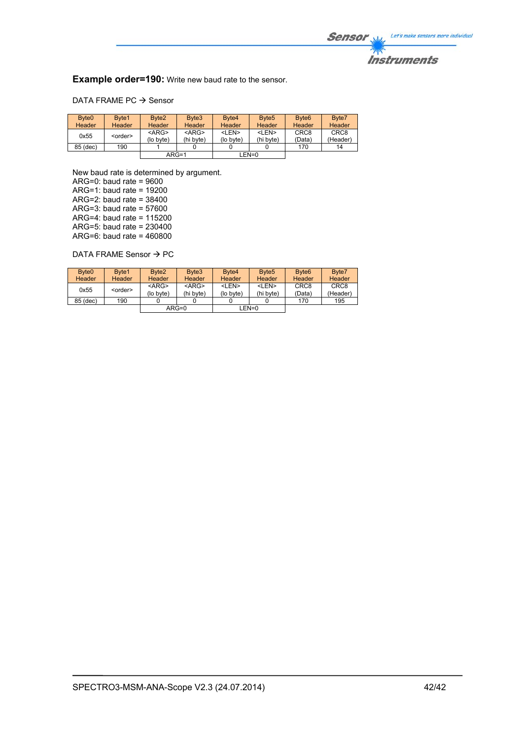**Example order=190:** Write new baud rate to the sensor.

DATA FRAME PC → Sensor

| Byte0 Header | Byte1 Header | Byte2 Header | Byte3 Header | Byte4 Header | Byte5 Header | Byte6 Header | Byte7 Header |
|---|---|---|---|---|---|---|---|
| 0x55 | <order> | <ARG> (lo byte) | <ARG> (hi byte) | <LEN> (lo byte) | <LEN> (hi byte) | CRC8 (Data) | CRC8 (Header) |
| 85 (dec) | 190 | 1 | 0 | 0 | 0 | 170 | 14 |
| | | ARG=1 | | LEN=0 | | | |

New baud rate is determined by argument.
ARG=0: baud rate = 9600
ARG=1: baud rate = 19200
ARG=2: baud rate = 38400
ARG=3: baud rate = 57600
ARG=4: baud rate = 115200
ARG=5: baud rate = 230400
ARG=6: baud rate = 460800

DATA FRAME Sensor → PC

| Byte0 Header | Byte1 Header | Byte2 Header | Byte3 Header | Byte4 Header | Byte5 Header | Byte6 Header | Byte7 Header |
|---|---|---|---|---|---|---|---|
| 0x55 | <order> | <ARG> (lo byte) | <ARG> (hi byte) | <LEN> (lo byte) | <LEN> (hi byte) | CRC8 (Data) | CRC8 (Header) |
| 85 (dec) | 190 | 0 | 0 | 0 | 0 | 170 | 195 |
| | | ARG=0 | | LEN=0 | | | |